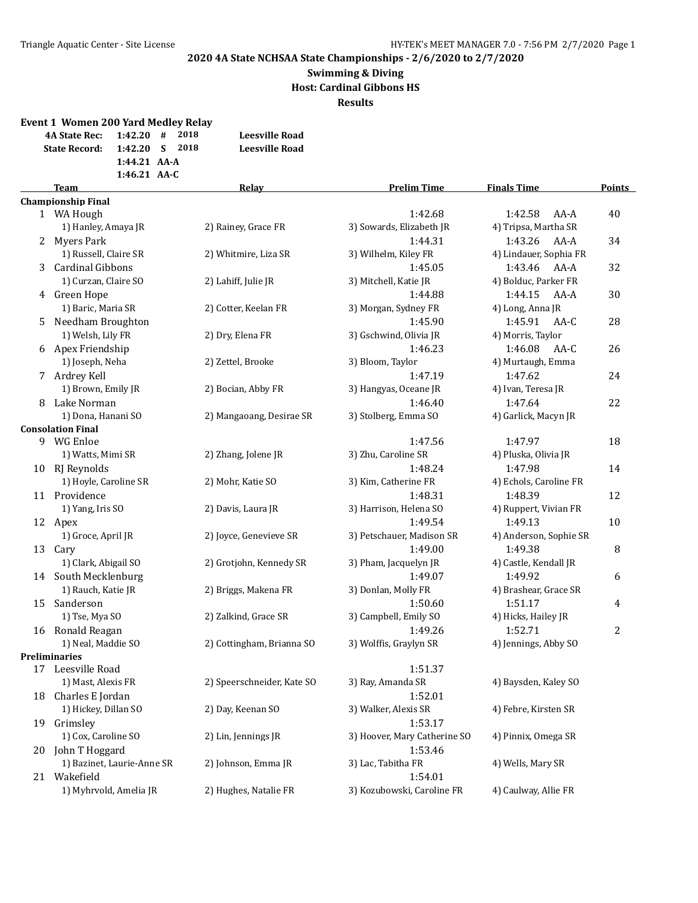**2020 4A State NCHSAA State Championships - 2/6/2020 to 2/7/2020**

**Swimming & Diving**

**Host: Cardinal Gibbons HS**

**Results**

### Event 1 Women 200 Yard Medley Relay

| | | | | |
|---|---|---|---|---|
| 4A State Rec: | 1:42.20 | # | 2018 | Leesville Road |
| State Record: | 1:42.20 | S | 2018 | Leesville Road |
| | 1:44.21 | AA-A | | |
| | 1:46.21 | AA-C | | |

| | Team | Relay | Prelim Time | Finals Time | | Points |
|---|---|---|---|---|---|---|
| **Championship Final** | | | | | | |
| 1 | WA Hough | | 1:42.68 | 1:42.58 | AA-A | 40 |
| | 1) Hanley, Amaya JR | 2) Rainey, Grace FR | 3) Sowards, Elizabeth JR | 4) Tripsa, Martha SR | | |
| 2 | Myers Park | | 1:44.31 | 1:43.26 | AA-A | 34 |
| | 1) Russell, Claire SR | 2) Whitmire, Liza SR | 3) Wilhelm, Kiley FR | 4) Lindauer, Sophia FR | | |
| 3 | Cardinal Gibbons | | 1:45.05 | 1:43.46 | AA-A | 32 |
| | 1) Curzan, Claire SO | 2) Lahiff, Julie JR | 3) Mitchell, Katie JR | 4) Bolduc, Parker FR | | |
| 4 | Green Hope | | 1:44.88 | 1:44.15 | AA-A | 30 |
| | 1) Baric, Maria SR | 2) Cotter, Keelan FR | 3) Morgan, Sydney FR | 4) Long, Anna JR | | |
| 5 | Needham Broughton | | 1:45.90 | 1:45.91 | AA-C | 28 |
| | 1) Welsh, Lily FR | 2) Dry, Elena FR | 3) Gschwind, Olivia JR | 4) Morris, Taylor | | |
| 6 | Apex Friendship | | 1:46.23 | 1:46.08 | AA-C | 26 |
| | 1) Joseph, Neha | 2) Zettel, Brooke | 3) Bloom, Taylor | 4) Murtaugh, Emma | | |
| 7 | Ardrey Kell | | 1:47.19 | 1:47.62 | | 24 |
| | 1) Brown, Emily JR | 2) Bocian, Abby FR | 3) Hangyas, Oceane JR | 4) Ivan, Teresa JR | | |
| 8 | Lake Norman | | 1:46.40 | 1:47.64 | | 22 |
| | 1) Dona, Hanani SO | 2) Mangaoang, Desirae SR | 3) Stolberg, Emma SO | 4) Garlick, Macyn JR | | |
| **Consolation Final** | | | | | | |
| 9 | WG Enloe | | 1:47.56 | 1:47.97 | | 18 |
| | 1) Watts, Mimi SR | 2) Zhang, Jolene JR | 3) Zhu, Caroline SR | 4) Pluska, Olivia JR | | |
| 10 | RJ Reynolds | | 1:48.24 | 1:47.98 | | 14 |
| | 1) Hoyle, Caroline SR | 2) Mohr, Katie SO | 3) Kim, Catherine FR | 4) Echols, Caroline FR | | |
| 11 | Providence | | 1:48.31 | 1:48.39 | | 12 |
| | 1) Yang, Iris SO | 2) Davis, Laura JR | 3) Harrison, Helena SO | 4) Ruppert, Vivian FR | | |
| 12 | Apex | | 1:49.54 | 1:49.13 | | 10 |
| | 1) Groce, April JR | 2) Joyce, Genevieve SR | 3) Petschauer, Madison SR | 4) Anderson, Sophie SR | | |
| 13 | Cary | | 1:49.00 | 1:49.38 | | 8 |
| | 1) Clark, Abigail SO | 2) Grotjohn, Kennedy SR | 3) Pham, Jacquelyn JR | 4) Castle, Kendall JR | | |
| 14 | South Mecklenburg | | 1:49.07 | 1:49.92 | | 6 |
| | 1) Rauch, Katie JR | 2) Briggs, Makena FR | 3) Donlan, Molly FR | 4) Brashear, Grace SR | | |
| 15 | Sanderson | | 1:50.60 | 1:51.17 | | 4 |
| | 1) Tse, Mya SO | 2) Zalkind, Grace SR | 3) Campbell, Emily SO | 4) Hicks, Hailey JR | | |
| 16 | Ronald Reagan | | 1:49.26 | 1:52.71 | | 2 |
| | 1) Neal, Maddie SO | 2) Cottingham, Brianna SO | 3) Wolffis, Graylyn SR | 4) Jennings, Abby SO | | |
| **Preliminaries** | | | | | | |
| 17 | Leesville Road | | 1:51.37 | | | |
| | 1) Mast, Alexis FR | 2) Speerschneider, Kate SO | 3) Ray, Amanda SR | 4) Baysden, Kaley SO | | |
| 18 | Charles E Jordan | | 1:52.01 | | | |
| | 1) Hickey, Dillan SO | 2) Day, Keenan SO | 3) Walker, Alexis SR | 4) Febre, Kirsten SR | | |
| 19 | Grimsley | | 1:53.17 | | | |
| | 1) Cox, Caroline SO | 2) Lin, Jennings JR | 3) Hoover, Mary Catherine SO | 4) Pinnix, Omega SR | | |
| 20 | John T Hoggard | | 1:53.46 | | | |
| | 1) Bazinet, Laurie-Anne SR | 2) Johnson, Emma JR | 3) Lac, Tabitha FR | 4) Wells, Mary SR | | |
| 21 | Wakefield | | 1:54.01 | | | |
| | 1) Myhrvold, Amelia JR | 2) Hughes, Natalie FR | 3) Kozubowski, Caroline FR | 4) Caulway, Allie FR | | |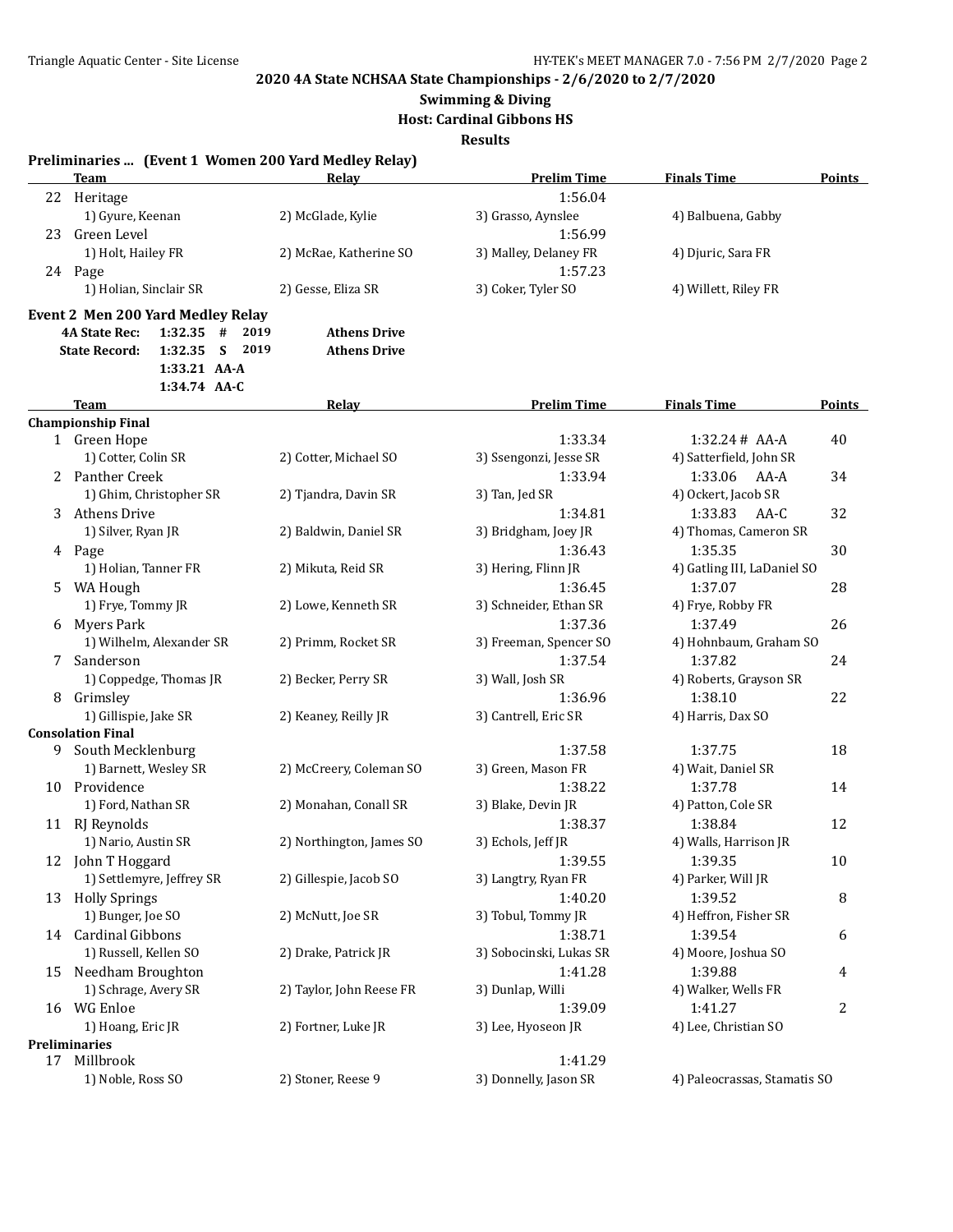**2020 4A State NCHSAA State Championships - 2/6/2020 to 2/7/2020**

**Swimming & Diving**

**Host: Cardinal Gibbons HS**

**Results**

### Preliminaries ... (Event 1 Women 200 Yard Medley Relay)

| | Team | Relay | Prelim Time | Finals Time | Points |
|---|---|---|---|---|---|
| 22 | Heritage | | 1:56.04 | | |
| | 1) Gyure, Keenan | 2) McGlade, Kylie | 3) Grasso, Aynslee | 4) Balbuena, Gabby | |
| 23 | Green Level | | 1:56.99 | | |
| | 1) Holt, Hailey FR | 2) McRae, Katherine SO | 3) Malley, Delaney FR | 4) Djuric, Sara FR | |
| 24 | Page | | 1:57.23 | | |
| | 1) Holian, Sinclair SR | 2) Gesse, Eliza SR | 3) Coker, Tyler SO | 4) Willett, Riley FR | |

### Event 2 Men 200 Yard Medley Relay

**4A State Rec:** 1:32.35 # 2019 **Athens Drive**

**State Record:** 1:32.35 S 2019 **Athens Drive**

1:33.21 AA-A

1:34.74 AA-C

| | Team | Relay | Prelim Time | Finals Time | Points |
|---|---|---|---|---|---|
| **Championship Final** | | | | | |
| 1 | Green Hope | | 1:33.34 | 1:32.24 # AA-A | 40 |
| | 1) Cotter, Colin SR | 2) Cotter, Michael SO | 3) Ssengonzi, Jesse SR | 4) Satterfield, John SR | |
| 2 | Panther Creek | | 1:33.94 | 1:33.06 AA-A | 34 |
| | 1) Ghim, Christopher SR | 2) Tjandra, Davin SR | 3) Tan, Jed SR | 4) Ockert, Jacob SR | |
| 3 | Athens Drive | | 1:34.81 | 1:33.83 AA-C | 32 |
| | 1) Silver, Ryan JR | 2) Baldwin, Daniel SR | 3) Bridgham, Joey JR | 4) Thomas, Cameron SR | |
| 4 | Page | | 1:36.43 | 1:35.35 | 30 |
| | 1) Holian, Tanner FR | 2) Mikuta, Reid SR | 3) Hering, Flinn JR | 4) Gatling III, LaDaniel SO | |
| 5 | WA Hough | | 1:36.45 | 1:37.07 | 28 |
| | 1) Frye, Tommy JR | 2) Lowe, Kenneth SR | 3) Schneider, Ethan SR | 4) Frye, Robby FR | |
| 6 | Myers Park | | 1:37.36 | 1:37.49 | 26 |
| | 1) Wilhelm, Alexander SR | 2) Primm, Rocket SR | 3) Freeman, Spencer SO | 4) Hohnbaum, Graham SO | |
| 7 | Sanderson | | 1:37.54 | 1:37.82 | 24 |
| | 1) Coppedge, Thomas JR | 2) Becker, Perry SR | 3) Wall, Josh SR | 4) Roberts, Grayson SR | |
| 8 | Grimsley | | 1:36.96 | 1:38.10 | 22 |
| | 1) Gillispie, Jake SR | 2) Keaney, Reilly JR | 3) Cantrell, Eric SR | 4) Harris, Dax SO | |
| **Consolation Final** | | | | | |
| 9 | South Mecklenburg | | 1:37.58 | 1:37.75 | 18 |
| | 1) Barnett, Wesley SR | 2) McCreery, Coleman SO | 3) Green, Mason FR | 4) Wait, Daniel SR | |
| 10 | Providence | | 1:38.22 | 1:37.78 | 14 |
| | 1) Ford, Nathan SR | 2) Monahan, Conall SR | 3) Blake, Devin JR | 4) Patton, Cole SR | |
| 11 | RJ Reynolds | | 1:38.37 | 1:38.84 | 12 |
| | 1) Nario, Austin SR | 2) Northington, James SO | 3) Echols, Jeff JR | 4) Walls, Harrison JR | |
| 12 | John T Hoggard | | 1:39.55 | 1:39.35 | 10 |
| | 1) Settlemyre, Jeffrey SR | 2) Gillespie, Jacob SO | 3) Langtry, Ryan FR | 4) Parker, Will JR | |
| 13 | Holly Springs | | 1:40.20 | 1:39.52 | 8 |
| | 1) Bunger, Joe SO | 2) McNutt, Joe SR | 3) Tobul, Tommy JR | 4) Heffron, Fisher SR | |
| 14 | Cardinal Gibbons | | 1:38.71 | 1:39.54 | 6 |
| | 1) Russell, Kellen SO | 2) Drake, Patrick JR | 3) Sobocinski, Lukas SR | 4) Moore, Joshua SO | |
| 15 | Needham Broughton | | 1:41.28 | 1:39.88 | 4 |
| | 1) Schrage, Avery SR | 2) Taylor, John Reese FR | 3) Dunlap, Willi | 4) Walker, Wells FR | |
| 16 | WG Enloe | | 1:39.09 | 1:41.27 | 2 |
| | 1) Hoang, Eric JR | 2) Fortner, Luke JR | 3) Lee, Hyoseon JR | 4) Lee, Christian SO | |
| **Preliminaries** | | | | | |
| 17 | Millbrook | | 1:41.29 | | |
| | 1) Noble, Ross SO | 2) Stoner, Reese 9 | 3) Donnelly, Jason SR | 4) Paleocrassas, Stamatis SO | |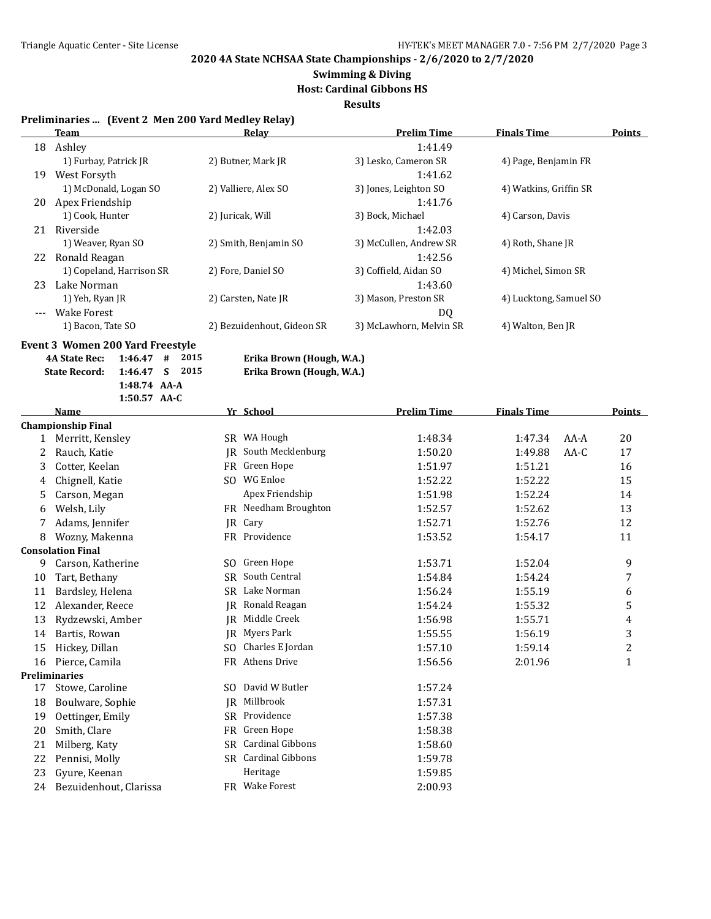**2020 4A State NCHSAA State Championships - 2/6/2020 to 2/7/2020**

**Swimming & Diving**

**Host: Cardinal Gibbons HS**

**Results**

### Preliminaries ... (Event 2 Men 200 Yard Medley Relay)

| | Team | Relay | | Prelim Time | Finals Time | Points |
|---|---|---|---|---|---|---|
| 18 | Ashley | | | 1:41.49 | | |
| | 1) Furbay, Patrick JR | 2) Butner, Mark JR | 3) Lesko, Cameron SR | | 4) Page, Benjamin FR | |
| 19 | West Forsyth | | | 1:41.62 | | |
| | 1) McDonald, Logan SO | 2) Valliere, Alex SO | 3) Jones, Leighton SO | | 4) Watkins, Griffin SR | |
| 20 | Apex Friendship | | | 1:41.76 | | |
| | 1) Cook, Hunter | 2) Juricak, Will | 3) Bock, Michael | | 4) Carson, Davis | |
| 21 | Riverside | | | 1:42.03 | | |
| | 1) Weaver, Ryan SO | 2) Smith, Benjamin SO | 3) McCullen, Andrew SR | | 4) Roth, Shane JR | |
| 22 | Ronald Reagan | | | 1:42.56 | | |
| | 1) Copeland, Harrison SR | 2) Fore, Daniel SO | 3) Coffield, Aidan SO | | 4) Michel, Simon SR | |
| 23 | Lake Norman | | | 1:43.60 | | |
| | 1) Yeh, Ryan JR | 2) Carsten, Nate JR | 3) Mason, Preston SR | | 4) Lucktong, Samuel SO | |
| --- | Wake Forest | | | DQ | | |
| | 1) Bacon, Tate SO | 2) Bezuidenhout, Gideon SR | 3) McLawhorn, Melvin SR | | 4) Walton, Ben JR | |

### Event 3 Women 200 Yard Freestyle

| | | | | |
|---|---|---|---|---|
| **4A State Rec:** | 1:46.47 | # | 2015 | **Erika Brown (Hough, W.A.)** |
| **State Record:** | 1:46.47 | S | 2015 | **Erika Brown (Hough, W.A.)** |
| | 1:48.74 | AA-A | | |
| | 1:50.57 | AA-C | | |

| | Name | Yr | School | Prelim Time | Finals Time | | Points |
|---|---|---|---|---|---|---|---|
| **Championship Final** | | | | | | | |
| 1 | Merritt, Kensley | SR | WA Hough | 1:48.34 | 1:47.34 | AA-A | 20 |
| 2 | Rauch, Katie | JR | South Mecklenburg | 1:50.20 | 1:49.88 | AA-C | 17 |
| 3 | Cotter, Keelan | FR | Green Hope | 1:51.97 | 1:51.21 | | 16 |
| 4 | Chignell, Katie | SO | WG Enloe | 1:52.22 | 1:52.22 | | 15 |
| 5 | Carson, Megan | | Apex Friendship | 1:51.98 | 1:52.24 | | 14 |
| 6 | Welsh, Lily | FR | Needham Broughton | 1:52.57 | 1:52.62 | | 13 |
| 7 | Adams, Jennifer | JR | Cary | 1:52.71 | 1:52.76 | | 12 |
| 8 | Wozny, Makenna | FR | Providence | 1:53.52 | 1:54.17 | | 11 |
| **Consolation Final** | | | | | | | |
| 9 | Carson, Katherine | SO | Green Hope | 1:53.71 | 1:52.04 | | 9 |
| 10 | Tart, Bethany | SR | South Central | 1:54.84 | 1:54.24 | | 7 |
| 11 | Bardsley, Helena | SR | Lake Norman | 1:56.24 | 1:55.19 | | 6 |
| 12 | Alexander, Reece | JR | Ronald Reagan | 1:54.24 | 1:55.32 | | 5 |
| 13 | Rydzewski, Amber | JR | Middle Creek | 1:56.98 | 1:55.71 | | 4 |
| 14 | Bartis, Rowan | JR | Myers Park | 1:55.55 | 1:56.19 | | 3 |
| 15 | Hickey, Dillan | SO | Charles E Jordan | 1:57.10 | 1:59.14 | | 2 |
| 16 | Pierce, Camila | FR | Athens Drive | 1:56.56 | 2:01.96 | | 1 |
| **Preliminaries** | | | | | | | |
| 17 | Stowe, Caroline | SO | David W Butler | 1:57.24 | | | |
| 18 | Boulware, Sophie | JR | Millbrook | 1:57.31 | | | |
| 19 | Oettinger, Emily | SR | Providence | 1:57.38 | | | |
| 20 | Smith, Clare | FR | Green Hope | 1:58.38 | | | |
| 21 | Milberg, Katy | SR | Cardinal Gibbons | 1:58.60 | | | |
| 22 | Pennisi, Molly | SR | Cardinal Gibbons | 1:59.78 | | | |
| 23 | Gyure, Keenan | | Heritage | 1:59.85 | | | |
| 24 | Bezuidenhout, Clarissa | FR | Wake Forest | 2:00.93 | | | |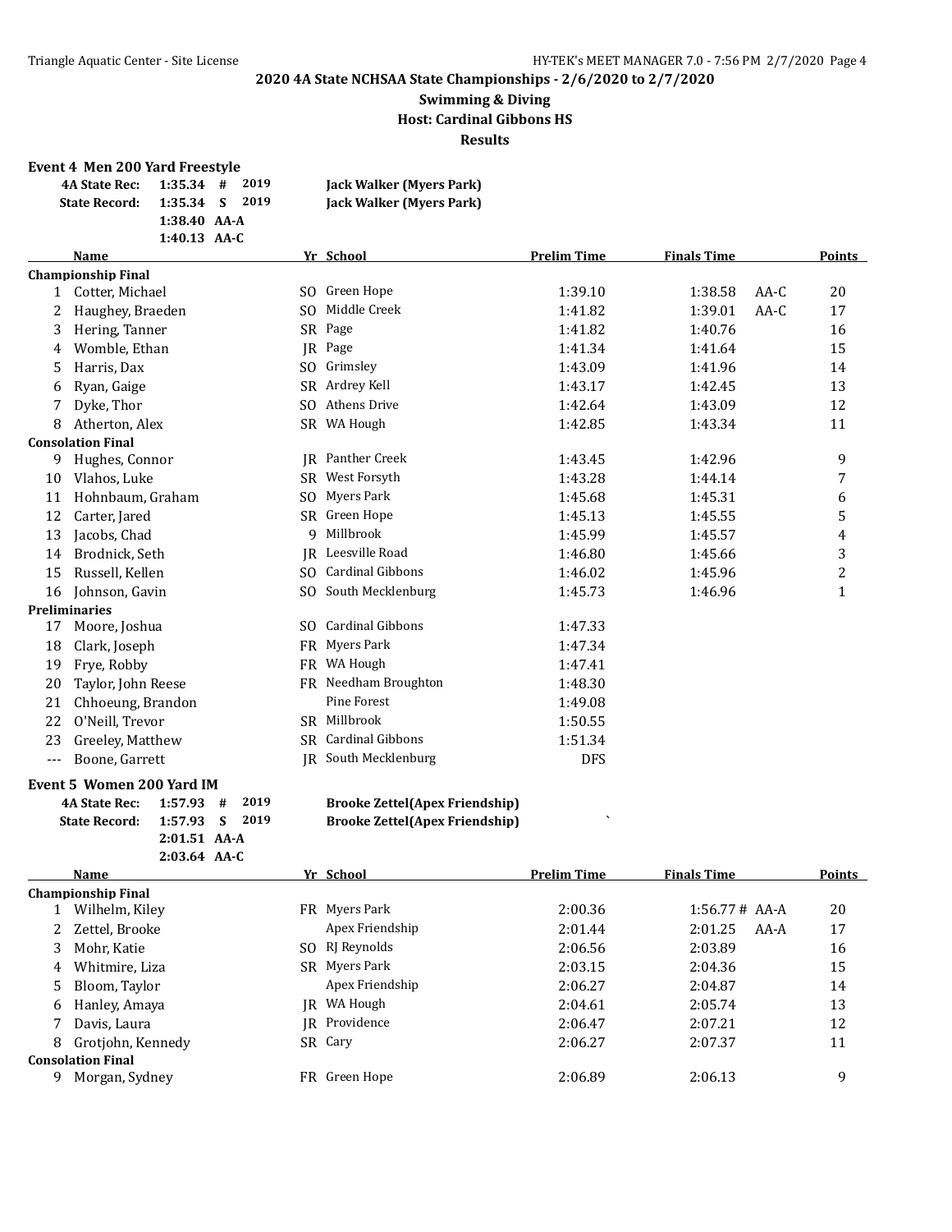# 2020 4A State NCHSAA State Championships - 2/6/2020 to 2/7/2020

## Swimming & Diving

### Host: Cardinal Gibbons HS

### Results

**Event 4 Men 200 Yard Freestyle**

| | | | | |
|---|---|---|---|---|
| **4A State Rec:** | 1:35.34 | # | 2019 | **Jack Walker (Myers Park)** |
| **State Record:** | 1:35.34 | S | 2019 | **Jack Walker (Myers Park)** |
| | 1:38.40 | AA-A | | |
| | 1:40.13 | AA-C | | |

| | Name | Yr | School | Prelim Time | Finals Time | | Points |
|---|---|---|---|---|---|---|---|
| **Championship Final** | | | | | | | |
| 1 | Cotter, Michael | SO | Green Hope | 1:39.10 | 1:38.58 | AA-C | 20 |
| 2 | Haughey, Braeden | SO | Middle Creek | 1:41.82 | 1:39.01 | AA-C | 17 |
| 3 | Hering, Tanner | SR | Page | 1:41.82 | 1:40.76 | | 16 |
| 4 | Womble, Ethan | JR | Page | 1:41.34 | 1:41.64 | | 15 |
| 5 | Harris, Dax | SO | Grimsley | 1:43.09 | 1:41.96 | | 14 |
| 6 | Ryan, Gaige | SR | Ardrey Kell | 1:43.17 | 1:42.45 | | 13 |
| 7 | Dyke, Thor | SO | Athens Drive | 1:42.64 | 1:43.09 | | 12 |
| 8 | Atherton, Alex | SR | WA Hough | 1:42.85 | 1:43.34 | | 11 |
| **Consolation Final** | | | | | | | |
| 9 | Hughes, Connor | JR | Panther Creek | 1:43.45 | 1:42.96 | | 9 |
| 10 | Vlahos, Luke | SR | West Forsyth | 1:43.28 | 1:44.14 | | 7 |
| 11 | Hohnbaum, Graham | SO | Myers Park | 1:45.68 | 1:45.31 | | 6 |
| 12 | Carter, Jared | SR | Green Hope | 1:45.13 | 1:45.55 | | 5 |
| 13 | Jacobs, Chad | 9 | Millbrook | 1:45.99 | 1:45.57 | | 4 |
| 14 | Brodnick, Seth | JR | Leesville Road | 1:46.80 | 1:45.66 | | 3 |
| 15 | Russell, Kellen | SO | Cardinal Gibbons | 1:46.02 | 1:45.96 | | 2 |
| 16 | Johnson, Gavin | SO | South Mecklenburg | 1:45.73 | 1:46.96 | | 1 |
| **Preliminaries** | | | | | | | |
| 17 | Moore, Joshua | SO | Cardinal Gibbons | 1:47.33 | | | |
| 18 | Clark, Joseph | FR | Myers Park | 1:47.34 | | | |
| 19 | Frye, Robby | FR | WA Hough | 1:47.41 | | | |
| 20 | Taylor, John Reese | FR | Needham Broughton | 1:48.30 | | | |
| 21 | Chhoeung, Brandon | | Pine Forest | 1:49.08 | | | |
| 22 | O'Neill, Trevor | SR | Millbrook | 1:50.55 | | | |
| 23 | Greeley, Matthew | SR | Cardinal Gibbons | 1:51.34 | | | |
| --- | Boone, Garrett | JR | South Mecklenburg | DFS | | | |

**Event 5 Women 200 Yard IM**

| | | | | |
|---|---|---|---|---|
| **4A State Rec:** | 1:57.93 | # | 2019 | **Brooke Zettel(Apex Friendship)** |
| **State Record:** | 1:57.93 | S | 2019 | **Brooke Zettel(Apex Friendship)** |
| | 2:01.51 | AA-A | | |
| | 2:03.64 | AA-C | | |

| | Name | Yr | School | Prelim Time | Finals Time | | Points |
|---|---|---|---|---|---|---|---|
| **Championship Final** | | | | | | | |
| 1 | Wilhelm, Kiley | FR | Myers Park | 2:00.36 | 1:56.77 # | AA-A | 20 |
| 2 | Zettel, Brooke | | Apex Friendship | 2:01.44 | 2:01.25 | AA-A | 17 |
| 3 | Mohr, Katie | SO | RJ Reynolds | 2:06.56 | 2:03.89 | | 16 |
| 4 | Whitmire, Liza | SR | Myers Park | 2:03.15 | 2:04.36 | | 15 |
| 5 | Bloom, Taylor | | Apex Friendship | 2:06.27 | 2:04.87 | | 14 |
| 6 | Hanley, Amaya | JR | WA Hough | 2:04.61 | 2:05.74 | | 13 |
| 7 | Davis, Laura | JR | Providence | 2:06.47 | 2:07.21 | | 12 |
| 8 | Grotjohn, Kennedy | SR | Cary | 2:06.27 | 2:07.37 | | 11 |
| **Consolation Final** | | | | | | | |
| 9 | Morgan, Sydney | FR | Green Hope | 2:06.89 | 2:06.13 | | 9 |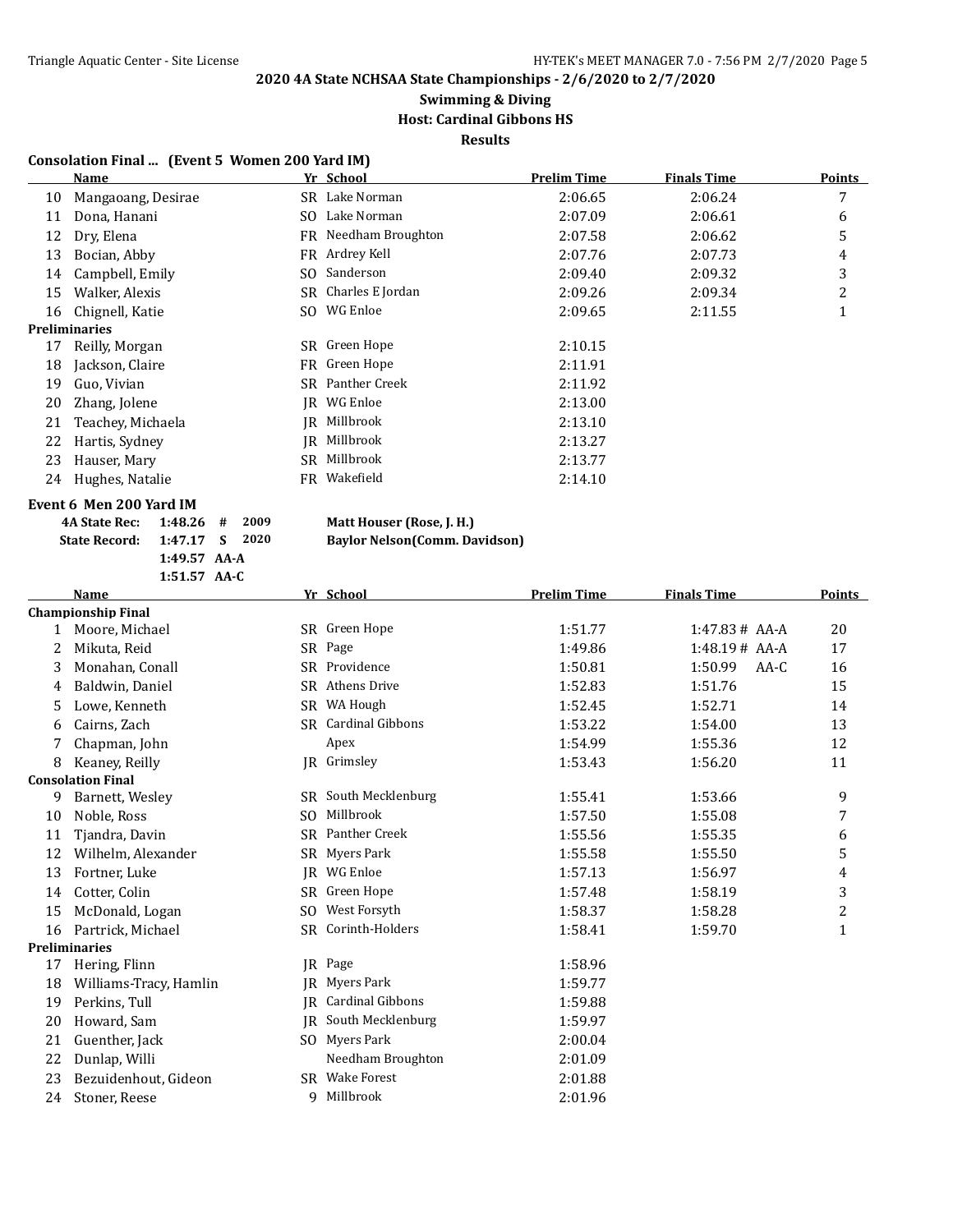**2020 4A State NCHSAA State Championships - 2/6/2020 to 2/7/2020**

**Swimming & Diving**

**Host: Cardinal Gibbons HS**

**Results**

### Consolation Final ... (Event 5 Women 200 Yard IM)

| | Name | Yr | School | Prelim Time | Finals Time | Points |
|---|---|---|---|---|---|---|
| 10 | Mangaoang, Desirae | SR | Lake Norman | 2:06.65 | 2:06.24 | 7 |
| 11 | Dona, Hanani | SO | Lake Norman | 2:07.09 | 2:06.61 | 6 |
| 12 | Dry, Elena | FR | Needham Broughton | 2:07.58 | 2:06.62 | 5 |
| 13 | Bocian, Abby | FR | Ardrey Kell | 2:07.76 | 2:07.73 | 4 |
| 14 | Campbell, Emily | SO | Sanderson | 2:09.40 | 2:09.32 | 3 |
| 15 | Walker, Alexis | SR | Charles E Jordan | 2:09.26 | 2:09.34 | 2 |
| 16 | Chignell, Katie | SO | WG Enloe | 2:09.65 | 2:11.55 | 1 |
| **Preliminaries** | | | | | | |
| 17 | Reilly, Morgan | SR | Green Hope | 2:10.15 | | |
| 18 | Jackson, Claire | FR | Green Hope | 2:11.91 | | |
| 19 | Guo, Vivian | SR | Panther Creek | 2:11.92 | | |
| 20 | Zhang, Jolene | JR | WG Enloe | 2:13.00 | | |
| 21 | Teachey, Michaela | JR | Millbrook | 2:13.10 | | |
| 22 | Hartis, Sydney | JR | Millbrook | 2:13.27 | | |
| 23 | Hauser, Mary | SR | Millbrook | 2:13.77 | | |
| 24 | Hughes, Natalie | FR | Wakefield | 2:14.10 | | |

### Event 6 Men 200 Yard IM

| | | | | |
|---|---|---|---|---|
| **4A State Rec:** | 1:48.26 | # | 2009 | **Matt Houser (Rose, J. H.)** |
| **State Record:** | 1:47.17 | S | 2020 | **Baylor Nelson(Comm. Davidson)** |
| | 1:49.57 | AA-A | | |
| | 1:51.57 | AA-C | | |

| | Name | Yr | School | Prelim Time | Finals Time | Points |
|---|---|---|---|---|---|---|
| **Championship Final** | | | | | | |
| 1 | Moore, Michael | SR | Green Hope | 1:51.77 | 1:47.83 # AA-A | 20 |
| 2 | Mikuta, Reid | SR | Page | 1:49.86 | 1:48.19 # AA-A | 17 |
| 3 | Monahan, Conall | SR | Providence | 1:50.81 | 1:50.99 AA-C | 16 |
| 4 | Baldwin, Daniel | SR | Athens Drive | 1:52.83 | 1:51.76 | 15 |
| 5 | Lowe, Kenneth | SR | WA Hough | 1:52.45 | 1:52.71 | 14 |
| 6 | Cairns, Zach | SR | Cardinal Gibbons | 1:53.22 | 1:54.00 | 13 |
| 7 | Chapman, John | | Apex | 1:54.99 | 1:55.36 | 12 |
| 8 | Keaney, Reilly | JR | Grimsley | 1:53.43 | 1:56.20 | 11 |
| **Consolation Final** | | | | | | |
| 9 | Barnett, Wesley | SR | South Mecklenburg | 1:55.41 | 1:53.66 | 9 |
| 10 | Noble, Ross | SO | Millbrook | 1:57.50 | 1:55.08 | 7 |
| 11 | Tjandra, Davin | SR | Panther Creek | 1:55.56 | 1:55.35 | 6 |
| 12 | Wilhelm, Alexander | SR | Myers Park | 1:55.58 | 1:55.50 | 5 |
| 13 | Fortner, Luke | JR | WG Enloe | 1:57.13 | 1:56.97 | 4 |
| 14 | Cotter, Colin | SR | Green Hope | 1:57.48 | 1:58.19 | 3 |
| 15 | McDonald, Logan | SO | West Forsyth | 1:58.37 | 1:58.28 | 2 |
| 16 | Partrick, Michael | SR | Corinth-Holders | 1:58.41 | 1:59.70 | 1 |
| **Preliminaries** | | | | | | |
| 17 | Hering, Flinn | JR | Page | 1:58.96 | | |
| 18 | Williams-Tracy, Hamlin | JR | Myers Park | 1:59.77 | | |
| 19 | Perkins, Tull | JR | Cardinal Gibbons | 1:59.88 | | |
| 20 | Howard, Sam | JR | South Mecklenburg | 1:59.97 | | |
| 21 | Guenther, Jack | SO | Myers Park | 2:00.04 | | |
| 22 | Dunlap, Willi | | Needham Broughton | 2:01.09 | | |
| 23 | Bezuidenhout, Gideon | SR | Wake Forest | 2:01.88 | | |
| 24 | Stoner, Reese | 9 | Millbrook | 2:01.96 | | |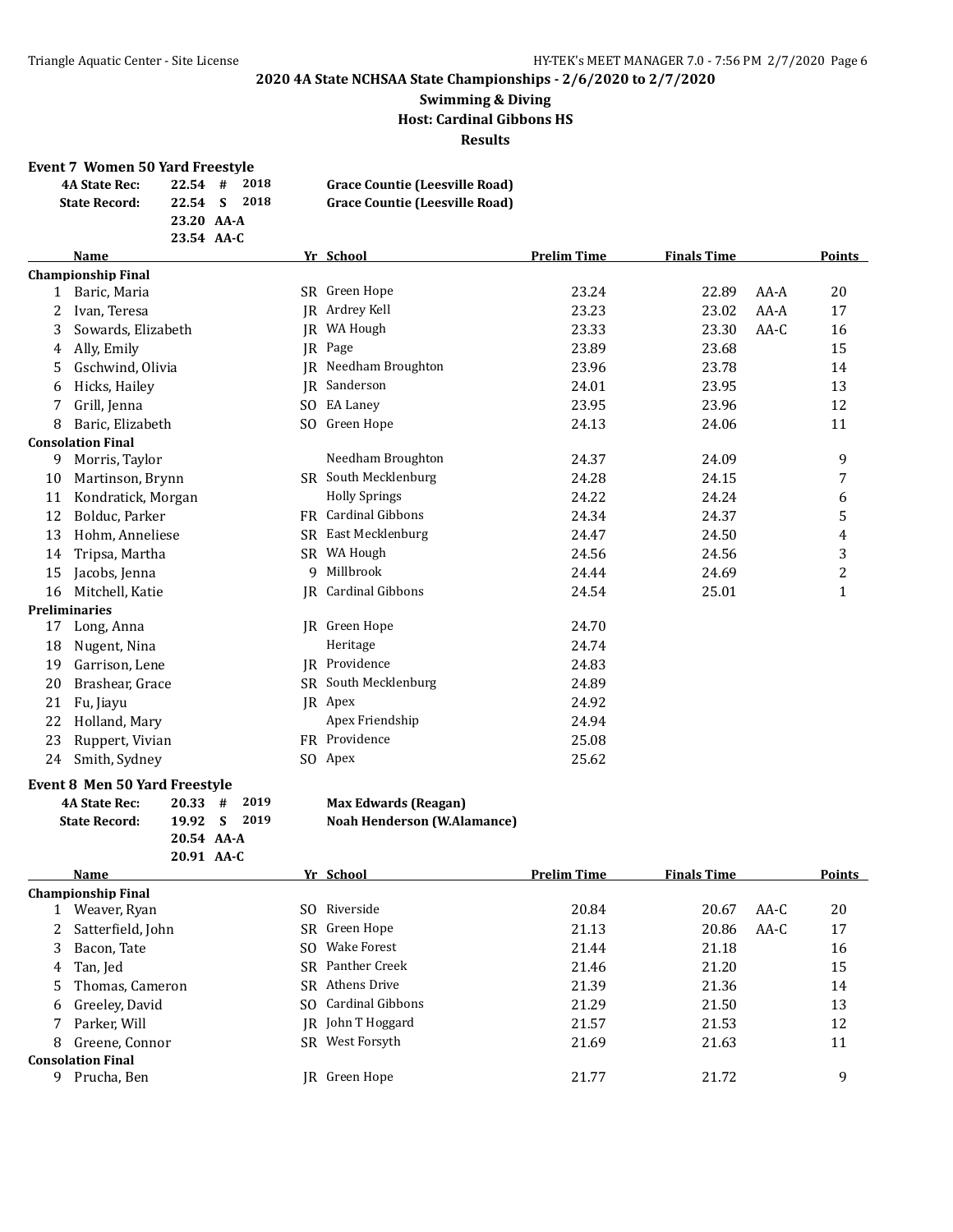**2020 4A State NCHSAA State Championships - 2/6/2020 to 2/7/2020**

**Swimming & Diving**

**Host: Cardinal Gibbons HS**

**Results**

### Event 7 Women 50 Yard Freestyle

| | | | | |
|---|---|---|---|---|
| **4A State Rec:** | 22.54 | # | 2018 | **Grace Countie (Leesville Road)** |
| **State Record:** | 22.54 | S | 2018 | **Grace Countie (Leesville Road)** |
| | 23.20 | AA-A | | |
| | 23.54 | AA-C | | |

| | Name | Yr | School | Prelim Time | Finals Time | | Points |
|---|---|---|---|---|---|---|---|
| **Championship Final** | | | | | | | |
| 1 | Baric, Maria | SR | Green Hope | 23.24 | 22.89 | AA-A | 20 |
| 2 | Ivan, Teresa | JR | Ardrey Kell | 23.23 | 23.02 | AA-A | 17 |
| 3 | Sowards, Elizabeth | JR | WA Hough | 23.33 | 23.30 | AA-C | 16 |
| 4 | Ally, Emily | JR | Page | 23.89 | 23.68 | | 15 |
| 5 | Gschwind, Olivia | JR | Needham Broughton | 23.96 | 23.78 | | 14 |
| 6 | Hicks, Hailey | JR | Sanderson | 24.01 | 23.95 | | 13 |
| 7 | Grill, Jenna | SO | EA Laney | 23.95 | 23.96 | | 12 |
| 8 | Baric, Elizabeth | SO | Green Hope | 24.13 | 24.06 | | 11 |
| **Consolation Final** | | | | | | | |
| 9 | Morris, Taylor | | Needham Broughton | 24.37 | 24.09 | | 9 |
| 10 | Martinson, Brynn | SR | South Mecklenburg | 24.28 | 24.15 | | 7 |
| 11 | Kondratick, Morgan | | Holly Springs | 24.22 | 24.24 | | 6 |
| 12 | Bolduc, Parker | FR | Cardinal Gibbons | 24.34 | 24.37 | | 5 |
| 13 | Hohm, Anneliese | SR | East Mecklenburg | 24.47 | 24.50 | | 4 |
| 14 | Tripsa, Martha | SR | WA Hough | 24.56 | 24.56 | | 3 |
| 15 | Jacobs, Jenna | 9 | Millbrook | 24.44 | 24.69 | | 2 |
| 16 | Mitchell, Katie | JR | Cardinal Gibbons | 24.54 | 25.01 | | 1 |
| **Preliminaries** | | | | | | | |
| 17 | Long, Anna | JR | Green Hope | 24.70 | | | |
| 18 | Nugent, Nina | | Heritage | 24.74 | | | |
| 19 | Garrison, Lene | JR | Providence | 24.83 | | | |
| 20 | Brashear, Grace | SR | South Mecklenburg | 24.89 | | | |
| 21 | Fu, Jiayu | JR | Apex | 24.92 | | | |
| 22 | Holland, Mary | | Apex Friendship | 24.94 | | | |
| 23 | Ruppert, Vivian | FR | Providence | 25.08 | | | |
| 24 | Smith, Sydney | SO | Apex | 25.62 | | | |

### Event 8 Men 50 Yard Freestyle

| | | | | |
|---|---|---|---|---|
| **4A State Rec:** | 20.33 | # | 2019 | **Max Edwards (Reagan)** |
| **State Record:** | 19.92 | S | 2019 | **Noah Henderson (W.Alamance)** |
| | 20.54 | AA-A | | |
| | 20.91 | AA-C | | |

| | Name | Yr | School | Prelim Time | Finals Time | | Points |
|---|---|---|---|---|---|---|---|
| **Championship Final** | | | | | | | |
| 1 | Weaver, Ryan | SO | Riverside | 20.84 | 20.67 | AA-C | 20 |
| 2 | Satterfield, John | SR | Green Hope | 21.13 | 20.86 | AA-C | 17 |
| 3 | Bacon, Tate | SO | Wake Forest | 21.44 | 21.18 | | 16 |
| 4 | Tan, Jed | SR | Panther Creek | 21.46 | 21.20 | | 15 |
| 5 | Thomas, Cameron | SR | Athens Drive | 21.39 | 21.36 | | 14 |
| 6 | Greeley, David | SO | Cardinal Gibbons | 21.29 | 21.50 | | 13 |
| 7 | Parker, Will | JR | John T Hoggard | 21.57 | 21.53 | | 12 |
| 8 | Greene, Connor | SR | West Forsyth | 21.69 | 21.63 | | 11 |
| **Consolation Final** | | | | | | | |
| 9 | Prucha, Ben | JR | Green Hope | 21.77 | 21.72 | | 9 |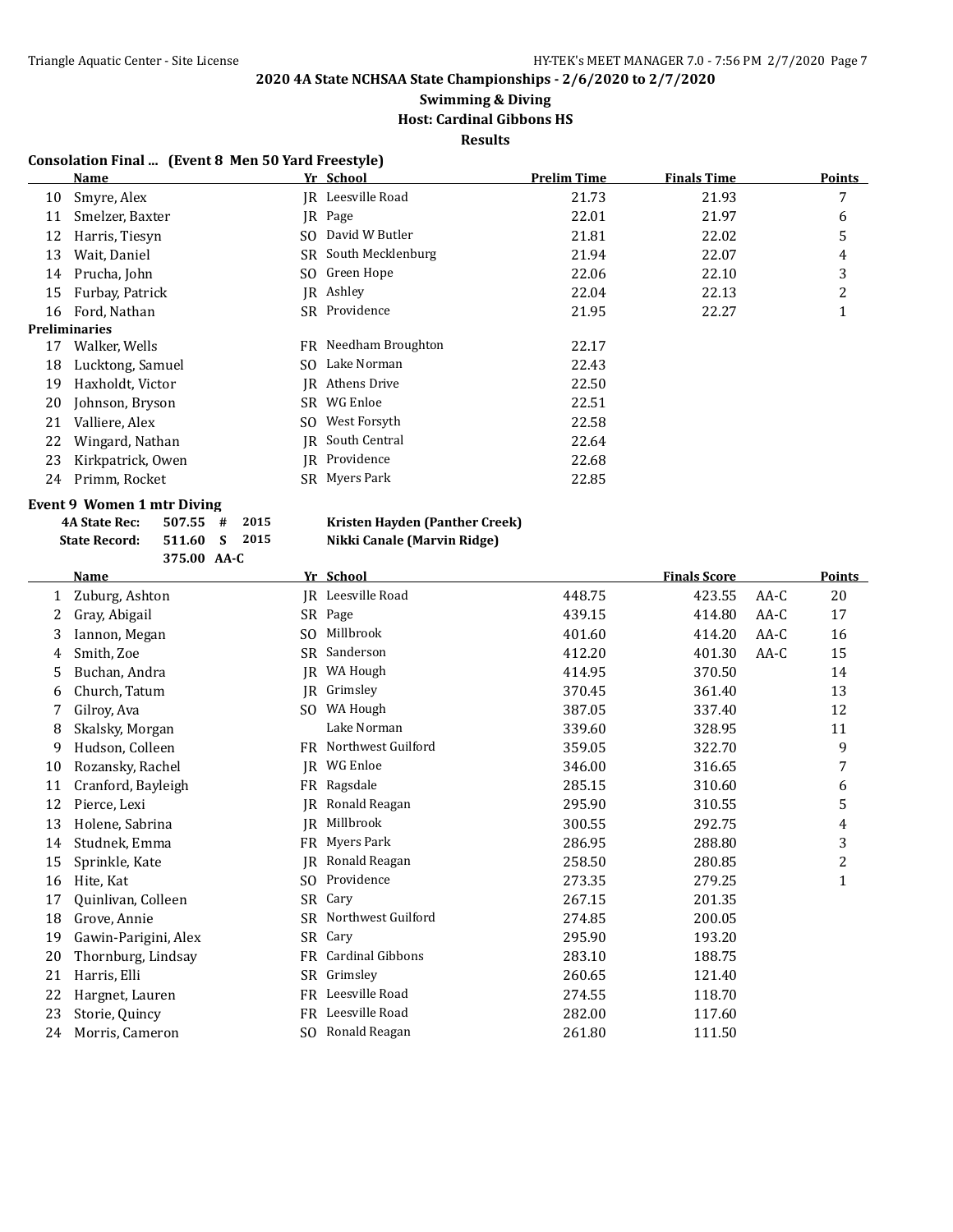**2020 4A State NCHSAA State Championships - 2/6/2020 to 2/7/2020**

**Swimming & Diving**

**Host: Cardinal Gibbons HS**

**Results**

### Consolation Final ... (Event 8 Men 50 Yard Freestyle)

| | Name | Yr | School | Prelim Time | Finals Time | Points |
|---|---|---|---|---|---|---|
| 10 | Smyre, Alex | JR | Leesville Road | 21.73 | 21.93 | 7 |
| 11 | Smelzer, Baxter | JR | Page | 22.01 | 21.97 | 6 |
| 12 | Harris, Tiesyn | SO | David W Butler | 21.81 | 22.02 | 5 |
| 13 | Wait, Daniel | SR | South Mecklenburg | 21.94 | 22.07 | 4 |
| 14 | Prucha, John | SO | Green Hope | 22.06 | 22.10 | 3 |
| 15 | Furbay, Patrick | JR | Ashley | 22.04 | 22.13 | 2 |
| 16 | Ford, Nathan | SR | Providence | 21.95 | 22.27 | 1 |
| **Preliminaries** | | | | | | |
| 17 | Walker, Wells | FR | Needham Broughton | 22.17 | | |
| 18 | Lucktong, Samuel | SO | Lake Norman | 22.43 | | |
| 19 | Haxholdt, Victor | JR | Athens Drive | 22.50 | | |
| 20 | Johnson, Bryson | SR | WG Enloe | 22.51 | | |
| 21 | Valliere, Alex | SO | West Forsyth | 22.58 | | |
| 22 | Wingard, Nathan | JR | South Central | 22.64 | | |
| 23 | Kirkpatrick, Owen | JR | Providence | 22.68 | | |
| 24 | Primm, Rocket | SR | Myers Park | 22.85 | | |

### Event 9 Women 1 mtr Diving

**4A State Rec:** 507.55 # 2015 **Kristen Hayden (Panther Creek)**
**State Record:** 511.60 S 2015 **Nikki Canale (Marvin Ridge)**
375.00 AA-C

| | Name | Yr | School | | Finals Score | | Points |
|---|---|---|---|---|---|---|---|
| 1 | Zuburg, Ashton | JR | Leesville Road | 448.75 | 423.55 | AA-C | 20 |
| 2 | Gray, Abigail | SR | Page | 439.15 | 414.80 | AA-C | 17 |
| 3 | Iannon, Megan | SO | Millbrook | 401.60 | 414.20 | AA-C | 16 |
| 4 | Smith, Zoe | SR | Sanderson | 412.20 | 401.30 | AA-C | 15 |
| 5 | Buchan, Andra | JR | WA Hough | 414.95 | 370.50 | | 14 |
| 6 | Church, Tatum | JR | Grimsley | 370.45 | 361.40 | | 13 |
| 7 | Gilroy, Ava | SO | WA Hough | 387.05 | 337.40 | | 12 |
| 8 | Skalsky, Morgan | | Lake Norman | 339.60 | 328.95 | | 11 |
| 9 | Hudson, Colleen | FR | Northwest Guilford | 359.05 | 322.70 | | 9 |
| 10 | Rozansky, Rachel | JR | WG Enloe | 346.00 | 316.65 | | 7 |
| 11 | Cranford, Bayleigh | FR | Ragsdale | 285.15 | 310.60 | | 6 |
| 12 | Pierce, Lexi | JR | Ronald Reagan | 295.90 | 310.55 | | 5 |
| 13 | Holene, Sabrina | JR | Millbrook | 300.55 | 292.75 | | 4 |
| 14 | Studnek, Emma | FR | Myers Park | 286.95 | 288.80 | | 3 |
| 15 | Sprinkle, Kate | JR | Ronald Reagan | 258.50 | 280.85 | | 2 |
| 16 | Hite, Kat | SO | Providence | 273.35 | 279.25 | | 1 |
| 17 | Quinlivan, Colleen | SR | Cary | 267.15 | 201.35 | | |
| 18 | Grove, Annie | SR | Northwest Guilford | 274.85 | 200.05 | | |
| 19 | Gawin-Parigini, Alex | SR | Cary | 295.90 | 193.20 | | |
| 20 | Thornburg, Lindsay | FR | Cardinal Gibbons | 283.10 | 188.75 | | |
| 21 | Harris, Elli | SR | Grimsley | 260.65 | 121.40 | | |
| 22 | Hargnet, Lauren | FR | Leesville Road | 274.55 | 118.70 | | |
| 23 | Storie, Quincy | FR | Leesville Road | 282.00 | 117.60 | | |
| 24 | Morris, Cameron | SO | Ronald Reagan | 261.80 | 111.50 | | |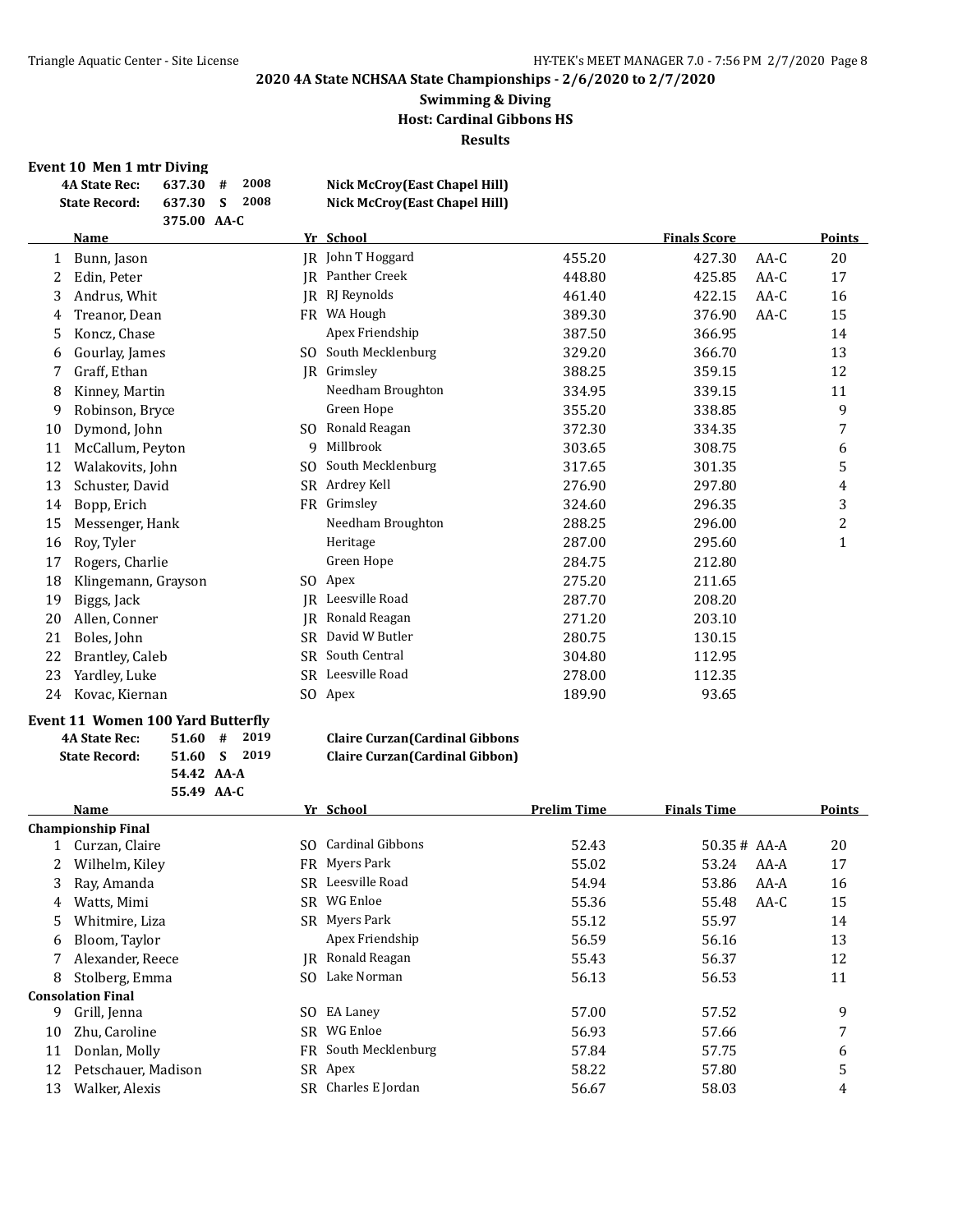## 2020 4A State NCHSAA State Championships - 2/6/2020 to 2/7/2020

### Swimming & Diving

### Host: Cardinal Gibbons HS

### Results

#### Event 10 Men 1 mtr Diving

| | | | | |
|---|---|---|---|---|
| 4A State Rec: | 637.30 | # | 2008 | Nick McCroy(East Chapel Hill) |
| State Record: | 637.30 | S | 2008 | Nick McCroy(East Chapel Hill) |
| | 375.00 | AA-C | | |

| | Name | Yr | School | | Finals Score | | Points |
|---|---|---|---|---|---|---|---|
| 1 | Bunn, Jason | JR | John T Hoggard | 455.20 | 427.30 | AA-C | 20 |
| 2 | Edin, Peter | JR | Panther Creek | 448.80 | 425.85 | AA-C | 17 |
| 3 | Andrus, Whit | JR | RJ Reynolds | 461.40 | 422.15 | AA-C | 16 |
| 4 | Treanor, Dean | FR | WA Hough | 389.30 | 376.90 | AA-C | 15 |
| 5 | Koncz, Chase | | Apex Friendship | 387.50 | 366.95 | | 14 |
| 6 | Gourlay, James | SO | South Mecklenburg | 329.20 | 366.70 | | 13 |
| 7 | Graff, Ethan | JR | Grimsley | 388.25 | 359.15 | | 12 |
| 8 | Kinney, Martin | | Needham Broughton | 334.95 | 339.15 | | 11 |
| 9 | Robinson, Bryce | | Green Hope | 355.20 | 338.85 | | 9 |
| 10 | Dymond, John | SO | Ronald Reagan | 372.30 | 334.35 | | 7 |
| 11 | McCallum, Peyton | 9 | Millbrook | 303.65 | 308.75 | | 6 |
| 12 | Walakovits, John | SO | South Mecklenburg | 317.65 | 301.35 | | 5 |
| 13 | Schuster, David | SR | Ardrey Kell | 276.90 | 297.80 | | 4 |
| 14 | Bopp, Erich | FR | Grimsley | 324.60 | 296.35 | | 3 |
| 15 | Messenger, Hank | | Needham Broughton | 288.25 | 296.00 | | 2 |
| 16 | Roy, Tyler | | Heritage | 287.00 | 295.60 | | 1 |
| 17 | Rogers, Charlie | | Green Hope | 284.75 | 212.80 | | |
| 18 | Klingemann, Grayson | SO | Apex | 275.20 | 211.65 | | |
| 19 | Biggs, Jack | JR | Leesville Road | 287.70 | 208.20 | | |
| 20 | Allen, Conner | JR | Ronald Reagan | 271.20 | 203.10 | | |
| 21 | Boles, John | SR | David W Butler | 280.75 | 130.15 | | |
| 22 | Brantley, Caleb | SR | South Central | 304.80 | 112.95 | | |
| 23 | Yardley, Luke | SR | Leesville Road | 278.00 | 112.35 | | |
| 24 | Kovac, Kiernan | SO | Apex | 189.90 | 93.65 | | |

#### Event 11 Women 100 Yard Butterfly

| | | | | |
|---|---|---|---|---|
| 4A State Rec: | 51.60 | # | 2019 | Claire Curzan(Cardinal Gibbons |
| State Record: | 51.60 | S | 2019 | Claire Curzan(Cardinal Gibbon) |
| | 54.42 | AA-A | | |
| | 55.49 | AA-C | | |

| | Name | Yr | School | Prelim Time | Finals Time | | Points |
|---|---|---|---|---|---|---|---|
| **Championship Final** | | | | | | | |
| 1 | Curzan, Claire | SO | Cardinal Gibbons | 52.43 | 50.35 # | AA-A | 20 |
| 2 | Wilhelm, Kiley | FR | Myers Park | 55.02 | 53.24 | AA-A | 17 |
| 3 | Ray, Amanda | SR | Leesville Road | 54.94 | 53.86 | AA-A | 16 |
| 4 | Watts, Mimi | SR | WG Enloe | 55.36 | 55.48 | AA-C | 15 |
| 5 | Whitmire, Liza | SR | Myers Park | 55.12 | 55.97 | | 14 |
| 6 | Bloom, Taylor | | Apex Friendship | 56.59 | 56.16 | | 13 |
| 7 | Alexander, Reece | JR | Ronald Reagan | 55.43 | 56.37 | | 12 |
| 8 | Stolberg, Emma | SO | Lake Norman | 56.13 | 56.53 | | 11 |
| **Consolation Final** | | | | | | | |
| 9 | Grill, Jenna | SO | EA Laney | 57.00 | 57.52 | | 9 |
| 10 | Zhu, Caroline | SR | WG Enloe | 56.93 | 57.66 | | 7 |
| 11 | Donlan, Molly | FR | South Mecklenburg | 57.84 | 57.75 | | 6 |
| 12 | Petschauer, Madison | SR | Apex | 58.22 | 57.80 | | 5 |
| 13 | Walker, Alexis | SR | Charles E Jordan | 56.67 | 58.03 | | 4 |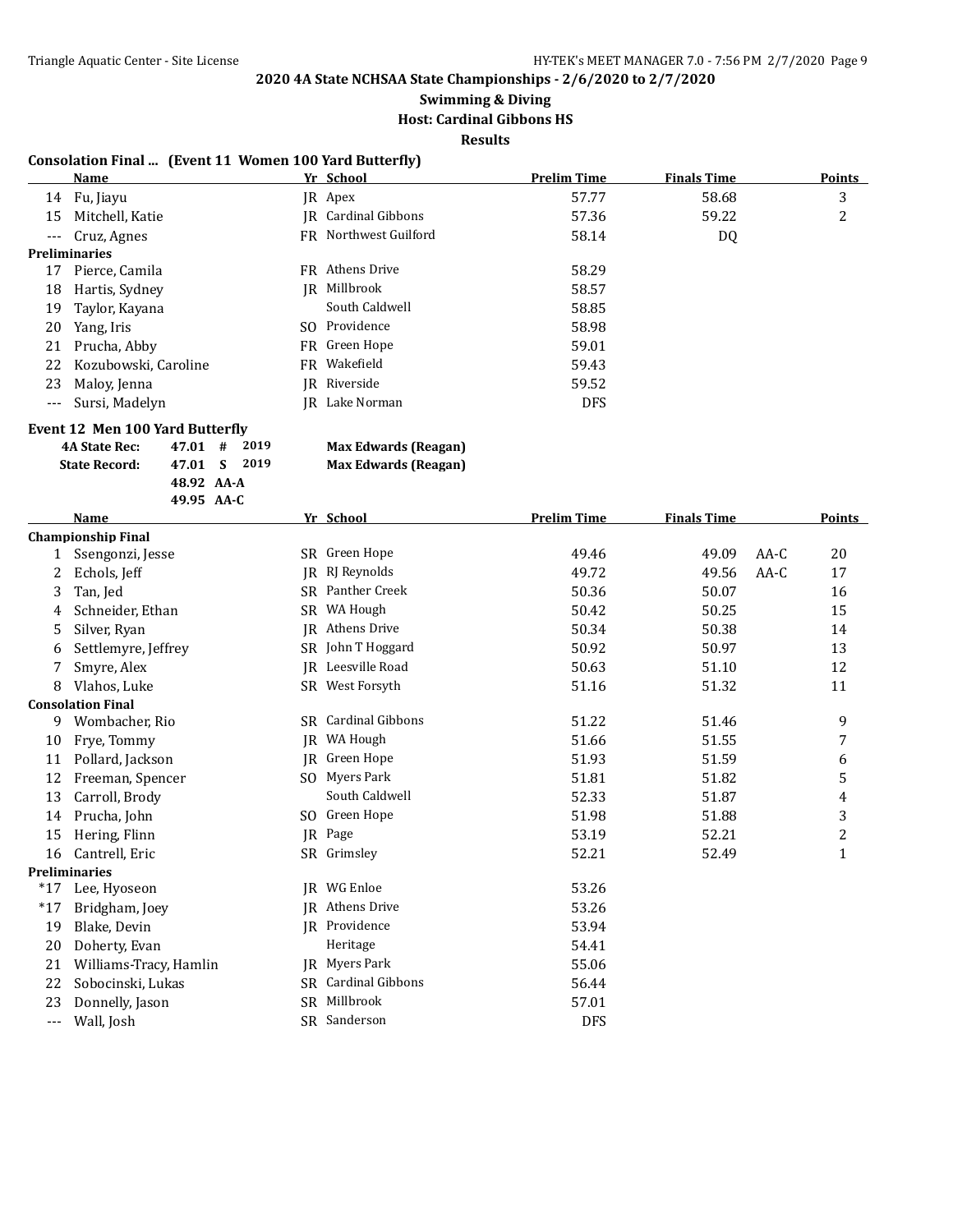**2020 4A State NCHSAA State Championships - 2/6/2020 to 2/7/2020**

**Swimming & Diving**

**Host: Cardinal Gibbons HS**

**Results**

### Consolation Final ... (Event 11 Women 100 Yard Butterfly)

| | Name | Yr | School | Prelim Time | Finals Time | | Points |
|---|---|---|---|---|---|---|---|
| 14 | Fu, Jiayu | JR | Apex | 57.77 | 58.68 | | 3 |
| 15 | Mitchell, Katie | JR | Cardinal Gibbons | 57.36 | 59.22 | | 2 |
| --- | Cruz, Agnes | FR | Northwest Guilford | 58.14 | DQ | | |
| **Preliminaries** | | | | | | | |
| 17 | Pierce, Camila | FR | Athens Drive | 58.29 | | | |
| 18 | Hartis, Sydney | JR | Millbrook | 58.57 | | | |
| 19 | Taylor, Kayana | | South Caldwell | 58.85 | | | |
| 20 | Yang, Iris | SO | Providence | 58.98 | | | |
| 21 | Prucha, Abby | FR | Green Hope | 59.01 | | | |
| 22 | Kozubowski, Caroline | FR | Wakefield | 59.43 | | | |
| 23 | Maloy, Jenna | JR | Riverside | 59.52 | | | |
| --- | Sursi, Madelyn | JR | Lake Norman | DFS | | | |

### Event 12 Men 100 Yard Butterfly

| | | | | |
|---|---|---|---|---|
| **4A State Rec:** | 47.01 | # | 2019 | **Max Edwards (Reagan)** |
| **State Record:** | 47.01 | S | 2019 | **Max Edwards (Reagan)** |
| | 48.92 | AA-A | | |
| | 49.95 | AA-C | | |

| | Name | Yr | School | Prelim Time | Finals Time | | Points |
|---|---|---|---|---|---|---|---|
| **Championship Final** | | | | | | | |
| 1 | Ssengonzi, Jesse | SR | Green Hope | 49.46 | 49.09 | AA-C | 20 |
| 2 | Echols, Jeff | JR | RJ Reynolds | 49.72 | 49.56 | AA-C | 17 |
| 3 | Tan, Jed | SR | Panther Creek | 50.36 | 50.07 | | 16 |
| 4 | Schneider, Ethan | SR | WA Hough | 50.42 | 50.25 | | 15 |
| 5 | Silver, Ryan | JR | Athens Drive | 50.34 | 50.38 | | 14 |
| 6 | Settlemyre, Jeffrey | SR | John T Hoggard | 50.92 | 50.97 | | 13 |
| 7 | Smyre, Alex | JR | Leesville Road | 50.63 | 51.10 | | 12 |
| 8 | Vlahos, Luke | SR | West Forsyth | 51.16 | 51.32 | | 11 |
| **Consolation Final** | | | | | | | |
| 9 | Wombacher, Rio | SR | Cardinal Gibbons | 51.22 | 51.46 | | 9 |
| 10 | Frye, Tommy | JR | WA Hough | 51.66 | 51.55 | | 7 |
| 11 | Pollard, Jackson | JR | Green Hope | 51.93 | 51.59 | | 6 |
| 12 | Freeman, Spencer | SO | Myers Park | 51.81 | 51.82 | | 5 |
| 13 | Carroll, Brody | | South Caldwell | 52.33 | 51.87 | | 4 |
| 14 | Prucha, John | SO | Green Hope | 51.98 | 51.88 | | 3 |
| 15 | Hering, Flinn | JR | Page | 53.19 | 52.21 | | 2 |
| 16 | Cantrell, Eric | SR | Grimsley | 52.21 | 52.49 | | 1 |
| **Preliminaries** | | | | | | | |
| *17 | Lee, Hyoseon | JR | WG Enloe | 53.26 | | | |
| *17 | Bridgham, Joey | JR | Athens Drive | 53.26 | | | |
| 19 | Blake, Devin | JR | Providence | 53.94 | | | |
| 20 | Doherty, Evan | | Heritage | 54.41 | | | |
| 21 | Williams-Tracy, Hamlin | JR | Myers Park | 55.06 | | | |
| 22 | Sobocinski, Lukas | SR | Cardinal Gibbons | 56.44 | | | |
| 23 | Donnelly, Jason | SR | Millbrook | 57.01 | | | |
| --- | Wall, Josh | SR | Sanderson | DFS | | | |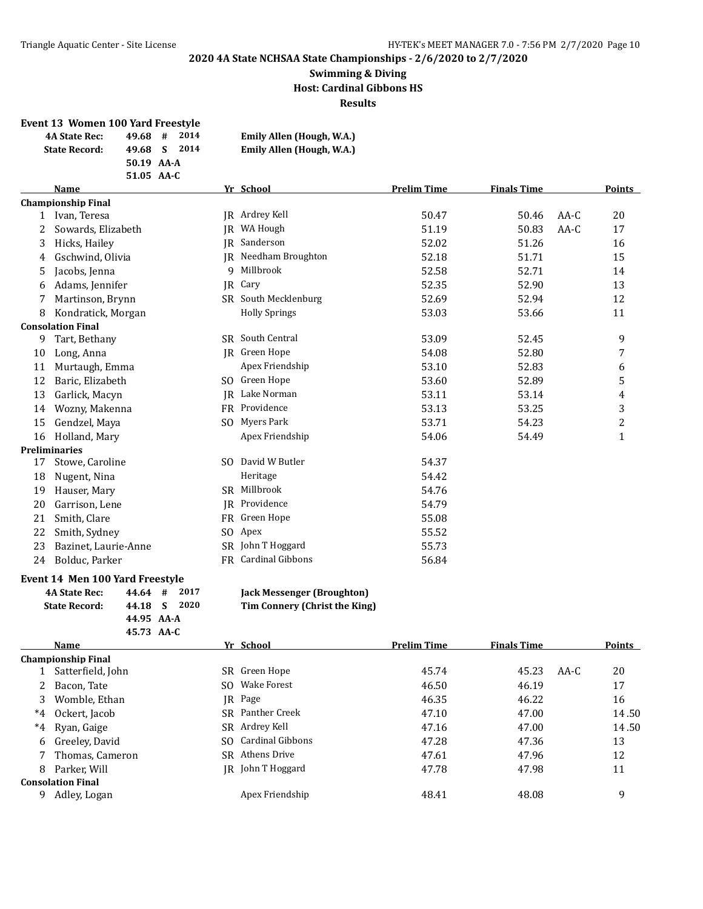**2020 4A State NCHSAA State Championships - 2/6/2020 to 2/7/2020**

**Swimming & Diving**

**Host: Cardinal Gibbons HS**

**Results**

## Event 13 Women 100 Yard Freestyle

| | | | |
|---|---|---|---|
| **4A State Rec:** | 49.68 # | 2014 | **Emily Allen (Hough, W.A.)** |
| **State Record:** | 49.68 S | 2014 | **Emily Allen (Hough, W.A.)** |
| | 50.19 AA-A | | |
| | 51.05 AA-C | | |

| | Name | Yr | School | Prelim Time | Finals Time | | Points |
|---|---|---|---|---|---|---|---|
| **Championship Final** | | | | | | | |
| 1 | Ivan, Teresa | JR | Ardrey Kell | 50.47 | 50.46 | AA-C | 20 |
| 2 | Sowards, Elizabeth | JR | WA Hough | 51.19 | 50.83 | AA-C | 17 |
| 3 | Hicks, Hailey | JR | Sanderson | 52.02 | 51.26 | | 16 |
| 4 | Gschwind, Olivia | JR | Needham Broughton | 52.18 | 51.71 | | 15 |
| 5 | Jacobs, Jenna | 9 | Millbrook | 52.58 | 52.71 | | 14 |
| 6 | Adams, Jennifer | JR | Cary | 52.35 | 52.90 | | 13 |
| 7 | Martinson, Brynn | SR | South Mecklenburg | 52.69 | 52.94 | | 12 |
| 8 | Kondratick, Morgan | | Holly Springs | 53.03 | 53.66 | | 11 |
| **Consolation Final** | | | | | | | |
| 9 | Tart, Bethany | SR | South Central | 53.09 | 52.45 | | 9 |
| 10 | Long, Anna | JR | Green Hope | 54.08 | 52.80 | | 7 |
| 11 | Murtaugh, Emma | | Apex Friendship | 53.10 | 52.83 | | 6 |
| 12 | Baric, Elizabeth | SO | Green Hope | 53.60 | 52.89 | | 5 |
| 13 | Garlick, Macyn | JR | Lake Norman | 53.11 | 53.14 | | 4 |
| 14 | Wozny, Makenna | FR | Providence | 53.13 | 53.25 | | 3 |
| 15 | Gendzel, Maya | SO | Myers Park | 53.71 | 54.23 | | 2 |
| 16 | Holland, Mary | | Apex Friendship | 54.06 | 54.49 | | 1 |
| **Preliminaries** | | | | | | | |
| 17 | Stowe, Caroline | SO | David W Butler | 54.37 | | | |
| 18 | Nugent, Nina | | Heritage | 54.42 | | | |
| 19 | Hauser, Mary | SR | Millbrook | 54.76 | | | |
| 20 | Garrison, Lene | JR | Providence | 54.79 | | | |
| 21 | Smith, Clare | FR | Green Hope | 55.08 | | | |
| 22 | Smith, Sydney | SO | Apex | 55.52 | | | |
| 23 | Bazinet, Laurie-Anne | SR | John T Hoggard | 55.73 | | | |
| 24 | Bolduc, Parker | FR | Cardinal Gibbons | 56.84 | | | |

## Event 14 Men 100 Yard Freestyle

| | | | |
|---|---|---|---|
| **4A State Rec:** | 44.64 # | 2017 | **Jack Messenger (Broughton)** |
| **State Record:** | 44.18 S | 2020 | **Tim Connery (Christ the King)** |
| | 44.95 AA-A | | |
| | 45.73 AA-C | | |

| | Name | Yr | School | Prelim Time | Finals Time | | Points |
|---|---|---|---|---|---|---|---|
| **Championship Final** | | | | | | | |
| 1 | Satterfield, John | SR | Green Hope | 45.74 | 45.23 | AA-C | 20 |
| 2 | Bacon, Tate | SO | Wake Forest | 46.50 | 46.19 | | 17 |
| 3 | Womble, Ethan | JR | Page | 46.35 | 46.22 | | 16 |
| *4 | Ockert, Jacob | SR | Panther Creek | 47.10 | 47.00 | | 14.50 |
| *4 | Ryan, Gaige | SR | Ardrey Kell | 47.16 | 47.00 | | 14.50 |
| 6 | Greeley, David | SO | Cardinal Gibbons | 47.28 | 47.36 | | 13 |
| 7 | Thomas, Cameron | SR | Athens Drive | 47.61 | 47.96 | | 12 |
| 8 | Parker, Will | JR | John T Hoggard | 47.78 | 47.98 | | 11 |
| **Consolation Final** | | | | | | | |
| 9 | Adley, Logan | | Apex Friendship | 48.41 | 48.08 | | 9 |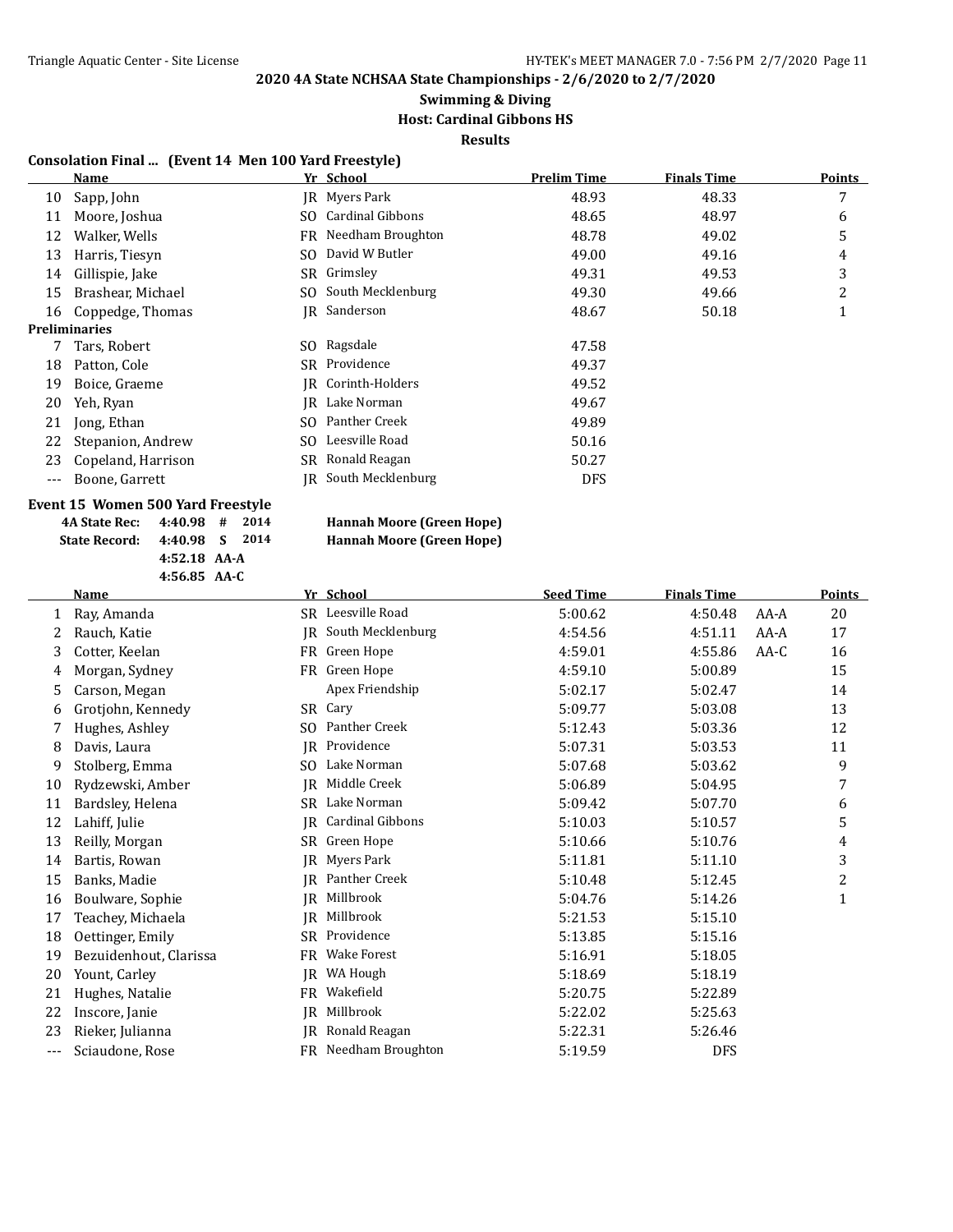## 2020 4A State NCHSAA State Championships - 2/6/2020 to 2/7/2020

### Swimming & Diving

### Host: Cardinal Gibbons HS

### Results

**Consolation Final ... (Event 14 Men 100 Yard Freestyle)**

| | Name | Yr | School | Prelim Time | Finals Time | Points |
|---|---|---|---|---|---|---|
| 10 | Sapp, John | JR | Myers Park | 48.93 | 48.33 | 7 |
| 11 | Moore, Joshua | SO | Cardinal Gibbons | 48.65 | 48.97 | 6 |
| 12 | Walker, Wells | FR | Needham Broughton | 48.78 | 49.02 | 5 |
| 13 | Harris, Tiesyn | SO | David W Butler | 49.00 | 49.16 | 4 |
| 14 | Gillispie, Jake | SR | Grimsley | 49.31 | 49.53 | 3 |
| 15 | Brashear, Michael | SO | South Mecklenburg | 49.30 | 49.66 | 2 |
| 16 | Coppedge, Thomas | JR | Sanderson | 48.67 | 50.18 | 1 |
| **Preliminaries** | | | | | | |
| 7 | Tars, Robert | SO | Ragsdale | 47.58 | | |
| 18 | Patton, Cole | SR | Providence | 49.37 | | |
| 19 | Boice, Graeme | JR | Corinth-Holders | 49.52 | | |
| 20 | Yeh, Ryan | JR | Lake Norman | 49.67 | | |
| 21 | Jong, Ethan | SO | Panther Creek | 49.89 | | |
| 22 | Stepanion, Andrew | SO | Leesville Road | 50.16 | | |
| 23 | Copeland, Harrison | SR | Ronald Reagan | 50.27 | | |
| --- | Boone, Garrett | JR | South Mecklenburg | DFS | | |

**Event 15 Women 500 Yard Freestyle**

| | | | | |
|---|---|---|---|---|
| **4A State Rec:** | 4:40.98 | # | 2014 | **Hannah Moore (Green Hope)** |
| **State Record:** | 4:40.98 | S | 2014 | **Hannah Moore (Green Hope)** |
| | 4:52.18 | AA-A | | |
| | 4:56.85 | AA-C | | |

| | Name | Yr | School | Seed Time | Finals Time | | Points |
|---|---|---|---|---|---|---|---|
| 1 | Ray, Amanda | SR | Leesville Road | 5:00.62 | 4:50.48 | AA-A | 20 |
| 2 | Rauch, Katie | JR | South Mecklenburg | 4:54.56 | 4:51.11 | AA-A | 17 |
| 3 | Cotter, Keelan | FR | Green Hope | 4:59.01 | 4:55.86 | AA-C | 16 |
| 4 | Morgan, Sydney | FR | Green Hope | 4:59.10 | 5:00.89 | | 15 |
| 5 | Carson, Megan | | Apex Friendship | 5:02.17 | 5:02.47 | | 14 |
| 6 | Grotjohn, Kennedy | SR | Cary | 5:09.77 | 5:03.08 | | 13 |
| 7 | Hughes, Ashley | SO | Panther Creek | 5:12.43 | 5:03.36 | | 12 |
| 8 | Davis, Laura | JR | Providence | 5:07.31 | 5:03.53 | | 11 |
| 9 | Stolberg, Emma | SO | Lake Norman | 5:07.68 | 5:03.62 | | 9 |
| 10 | Rydzewski, Amber | JR | Middle Creek | 5:06.89 | 5:04.95 | | 7 |
| 11 | Bardsley, Helena | SR | Lake Norman | 5:09.42 | 5:07.70 | | 6 |
| 12 | Lahiff, Julie | JR | Cardinal Gibbons | 5:10.03 | 5:10.57 | | 5 |
| 13 | Reilly, Morgan | SR | Green Hope | 5:10.66 | 5:10.76 | | 4 |
| 14 | Bartis, Rowan | JR | Myers Park | 5:11.81 | 5:11.10 | | 3 |
| 15 | Banks, Madie | JR | Panther Creek | 5:10.48 | 5:12.45 | | 2 |
| 16 | Boulware, Sophie | JR | Millbrook | 5:04.76 | 5:14.26 | | 1 |
| 17 | Teachey, Michaela | JR | Millbrook | 5:21.53 | 5:15.10 | | |
| 18 | Oettinger, Emily | SR | Providence | 5:13.85 | 5:15.16 | | |
| 19 | Bezuidenhout, Clarissa | FR | Wake Forest | 5:16.91 | 5:18.05 | | |
| 20 | Yount, Carley | JR | WA Hough | 5:18.69 | 5:18.19 | | |
| 21 | Hughes, Natalie | FR | Wakefield | 5:20.75 | 5:22.89 | | |
| 22 | Inscore, Janie | JR | Millbrook | 5:22.02 | 5:25.63 | | |
| 23 | Rieker, Julianna | JR | Ronald Reagan | 5:22.31 | 5:26.46 | | |
| --- | Sciaudone, Rose | FR | Needham Broughton | 5:19.59 | DFS | | |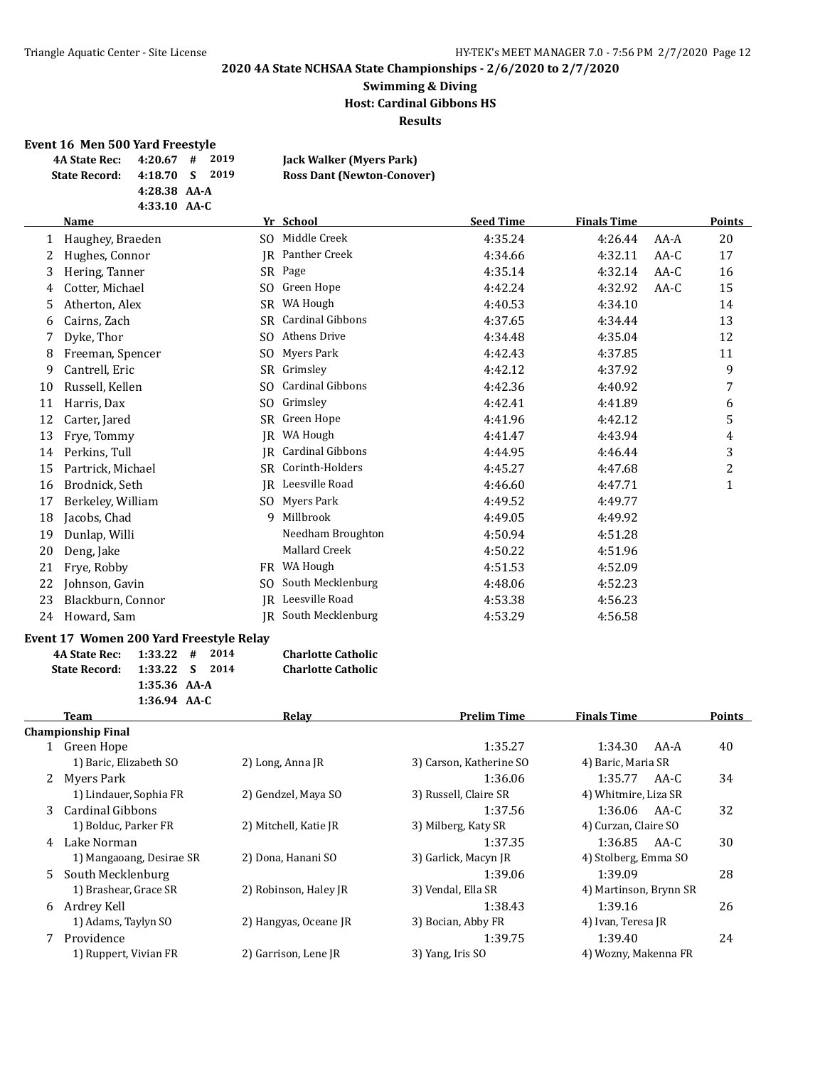**2020 4A State NCHSAA State Championships - 2/6/2020 to 2/7/2020**

**Swimming & Diving**

**Host: Cardinal Gibbons HS**

**Results**

### Event 16 Men 500 Yard Freestyle

| | | | | |
|---|---|---|---|---|
| **4A State Rec:** | 4:20.67 | # | 2019 | **Jack Walker (Myers Park)** |
| **State Record:** | 4:18.70 | S | 2019 | **Ross Dant (Newton-Conover)** |
| | 4:28.38 | AA-A | | |
| | 4:33.10 | AA-C | | |

| | Name | Yr | School | Seed Time | Finals Time | | Points |
|---|---|---|---|---|---|---|---|
| 1 | Haughey, Braeden | SO | Middle Creek | 4:35.24 | 4:26.44 | AA-A | 20 |
| 2 | Hughes, Connor | JR | Panther Creek | 4:34.66 | 4:32.11 | AA-C | 17 |
| 3 | Hering, Tanner | SR | Page | 4:35.14 | 4:32.14 | AA-C | 16 |
| 4 | Cotter, Michael | SO | Green Hope | 4:42.24 | 4:32.92 | AA-C | 15 |
| 5 | Atherton, Alex | SR | WA Hough | 4:40.53 | 4:34.10 | | 14 |
| 6 | Cairns, Zach | SR | Cardinal Gibbons | 4:37.65 | 4:34.44 | | 13 |
| 7 | Dyke, Thor | SO | Athens Drive | 4:34.48 | 4:35.04 | | 12 |
| 8 | Freeman, Spencer | SO | Myers Park | 4:42.43 | 4:37.85 | | 11 |
| 9 | Cantrell, Eric | SR | Grimsley | 4:42.12 | 4:37.92 | | 9 |
| 10 | Russell, Kellen | SO | Cardinal Gibbons | 4:42.36 | 4:40.92 | | 7 |
| 11 | Harris, Dax | SO | Grimsley | 4:42.41 | 4:41.89 | | 6 |
| 12 | Carter, Jared | SR | Green Hope | 4:41.96 | 4:42.12 | | 5 |
| 13 | Frye, Tommy | JR | WA Hough | 4:41.47 | 4:43.94 | | 4 |
| 14 | Perkins, Tull | JR | Cardinal Gibbons | 4:44.95 | 4:46.44 | | 3 |
| 15 | Partrick, Michael | SR | Corinth-Holders | 4:45.27 | 4:47.68 | | 2 |
| 16 | Brodnick, Seth | JR | Leesville Road | 4:46.60 | 4:47.71 | | 1 |
| 17 | Berkeley, William | SO | Myers Park | 4:49.52 | 4:49.77 | | |
| 18 | Jacobs, Chad | 9 | Millbrook | 4:49.05 | 4:49.92 | | |
| 19 | Dunlap, Willi | | Needham Broughton | 4:50.94 | 4:51.28 | | |
| 20 | Deng, Jake | | Mallard Creek | 4:50.22 | 4:51.96 | | |
| 21 | Frye, Robby | FR | WA Hough | 4:51.53 | 4:52.09 | | |
| 22 | Johnson, Gavin | SO | South Mecklenburg | 4:48.06 | 4:52.23 | | |
| 23 | Blackburn, Connor | JR | Leesville Road | 4:53.38 | 4:56.23 | | |
| 24 | Howard, Sam | JR | South Mecklenburg | 4:53.29 | 4:56.58 | | |

### Event 17 Women 200 Yard Freestyle Relay

| | | | | |
|---|---|---|---|---|
| **4A State Rec:** | 1:33.22 | # | 2014 | **Charlotte Catholic** |
| **State Record:** | 1:33.22 | S | 2014 | **Charlotte Catholic** |
| | 1:35.36 | AA-A | | |
| | 1:36.94 | AA-C | | |

| | Team | Relay | Prelim Time | Finals Time | | Points |
|---|---|---|---|---|---|---|
| **Championship Final** | | | | | | |
| 1 | Green Hope | | 1:35.27 | 1:34.30 | AA-A | 40 |
| | 1) Baric, Elizabeth SO | 2) Long, Anna JR | 3) Carson, Katherine SO | 4) Baric, Maria SR | | |
| 2 | Myers Park | | 1:36.06 | 1:35.77 | AA-C | 34 |
| | 1) Lindauer, Sophia FR | 2) Gendzel, Maya SO | 3) Russell, Claire SR | 4) Whitmire, Liza SR | | |
| 3 | Cardinal Gibbons | | 1:37.56 | 1:36.06 | AA-C | 32 |
| | 1) Bolduc, Parker FR | 2) Mitchell, Katie JR | 3) Milberg, Katy SR | 4) Curzan, Claire SO | | |
| 4 | Lake Norman | | 1:37.35 | 1:36.85 | AA-C | 30 |
| | 1) Mangaoang, Desirae SR | 2) Dona, Hanani SO | 3) Garlick, Macyn JR | 4) Stolberg, Emma SO | | |
| 5 | South Mecklenburg | | 1:39.06 | 1:39.09 | | 28 |
| | 1) Brashear, Grace SR | 2) Robinson, Haley JR | 3) Vendal, Ella SR | 4) Martinson, Brynn SR | | |
| 6 | Ardrey Kell | | 1:38.43 | 1:39.16 | | 26 |
| | 1) Adams, Taylyn SO | 2) Hangyas, Oceane JR | 3) Bocian, Abby FR | 4) Ivan, Teresa JR | | |
| 7 | Providence | | 1:39.75 | 1:39.40 | | 24 |
| | 1) Ruppert, Vivian FR | 2) Garrison, Lene JR | 3) Yang, Iris SO | 4) Wozny, Makenna FR | | |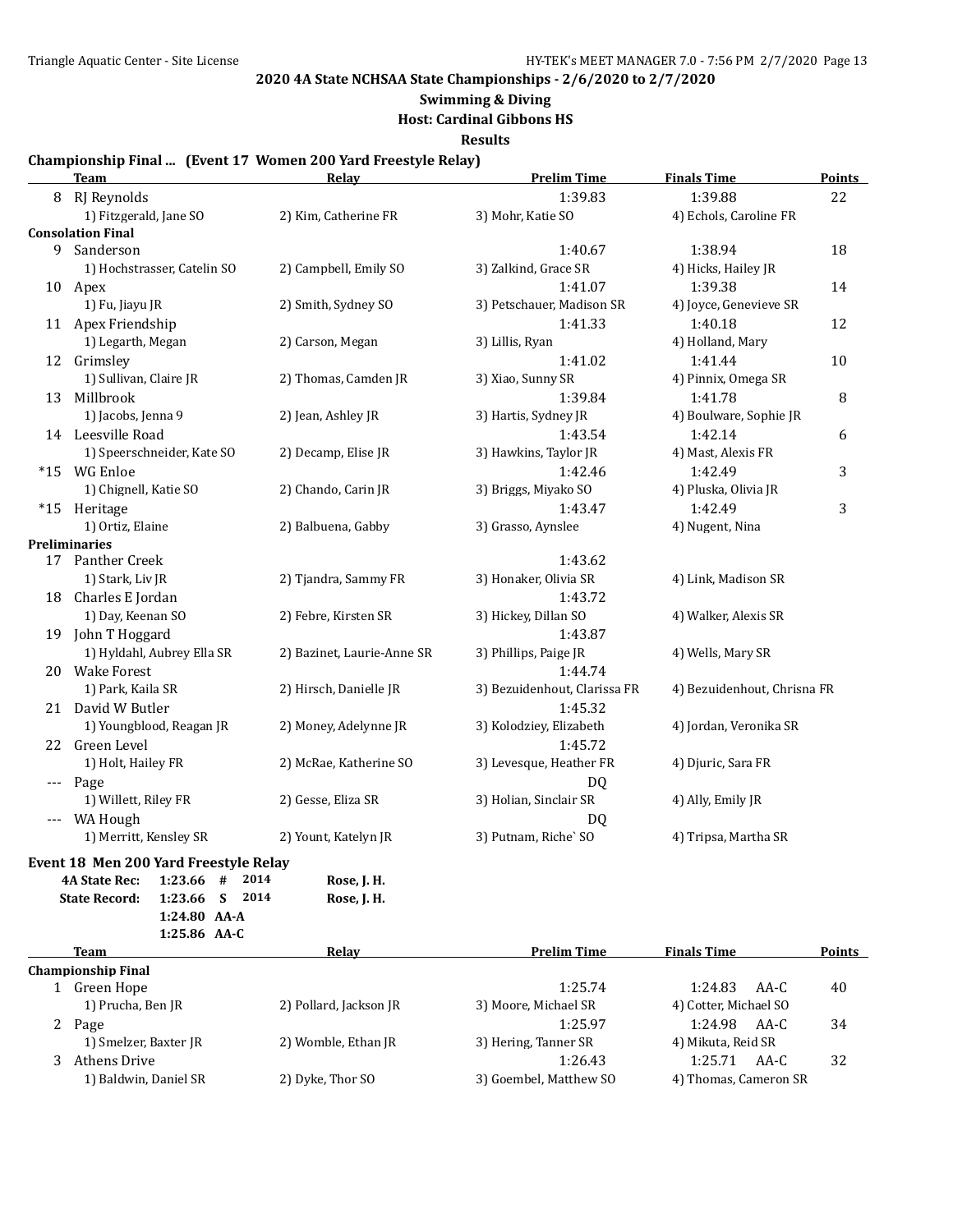**2020 4A State NCHSAA State Championships - 2/6/2020 to 2/7/2020**

**Swimming & Diving**

**Host: Cardinal Gibbons HS**

**Results**

### Championship Final ... (Event 17 Women 200 Yard Freestyle Relay)

| | Team | Relay | Prelim Time | Finals Time | Points |
|---|---|---|---|---|---|
| 8 | RJ Reynolds | | 1:39.83 | 1:39.88 | 22 |
| | 1) Fitzgerald, Jane SO | 2) Kim, Catherine FR | 3) Mohr, Katie SO | 4) Echols, Caroline FR | |
| **Consolation Final** | | | | | |
| 9 | Sanderson | | 1:40.67 | 1:38.94 | 18 |
| | 1) Hochstrasser, Catelin SO | 2) Campbell, Emily SO | 3) Zalkind, Grace SR | 4) Hicks, Hailey JR | |
| 10 | Apex | | 1:41.07 | 1:39.38 | 14 |
| | 1) Fu, Jiayu JR | 2) Smith, Sydney SO | 3) Petschauer, Madison SR | 4) Joyce, Genevieve SR | |
| 11 | Apex Friendship | | 1:41.33 | 1:40.18 | 12 |
| | 1) Legarth, Megan | 2) Carson, Megan | 3) Lillis, Ryan | 4) Holland, Mary | |
| 12 | Grimsley | | 1:41.02 | 1:41.44 | 10 |
| | 1) Sullivan, Claire JR | 2) Thomas, Camden JR | 3) Xiao, Sunny SR | 4) Pinnix, Omega SR | |
| 13 | Millbrook | | 1:39.84 | 1:41.78 | 8 |
| | 1) Jacobs, Jenna 9 | 2) Jean, Ashley JR | 3) Hartis, Sydney JR | 4) Boulware, Sophie JR | |
| 14 | Leesville Road | | 1:43.54 | 1:42.14 | 6 |
| | 1) Speerschneider, Kate SO | 2) Decamp, Elise JR | 3) Hawkins, Taylor JR | 4) Mast, Alexis FR | |
| *15 | WG Enloe | | 1:42.46 | 1:42.49 | 3 |
| | 1) Chignell, Katie SO | 2) Chando, Carin JR | 3) Briggs, Miyako SO | 4) Pluska, Olivia JR | |
| *15 | Heritage | | 1:43.47 | 1:42.49 | 3 |
| | 1) Ortiz, Elaine | 2) Balbuena, Gabby | 3) Grasso, Aynslee | 4) Nugent, Nina | |
| **Preliminaries** | | | | | |
| 17 | Panther Creek | | 1:43.62 | | |
| | 1) Stark, Liv JR | 2) Tjandra, Sammy FR | 3) Honaker, Olivia SR | 4) Link, Madison SR | |
| 18 | Charles E Jordan | | 1:43.72 | | |
| | 1) Day, Keenan SO | 2) Febre, Kirsten SR | 3) Hickey, Dillan SO | 4) Walker, Alexis SR | |
| 19 | John T Hoggard | | 1:43.87 | | |
| | 1) Hyldahl, Aubrey Ella SR | 2) Bazinet, Laurie-Anne SR | 3) Phillips, Paige JR | 4) Wells, Mary SR | |
| 20 | Wake Forest | | 1:44.74 | | |
| | 1) Park, Kaila SR | 2) Hirsch, Danielle JR | 3) Bezuidenhout, Clarissa FR | 4) Bezuidenhout, Chrisna FR | |
| 21 | David W Butler | | 1:45.32 | | |
| | 1) Youngblood, Reagan JR | 2) Money, Adelynne JR | 3) Kolodziey, Elizabeth | 4) Jordan, Veronika SR | |
| 22 | Green Level | | 1:45.72 | | |
| | 1) Holt, Hailey FR | 2) McRae, Katherine SO | 3) Levesque, Heather FR | 4) Djuric, Sara FR | |
| --- | Page | | DQ | | |
| | 1) Willett, Riley FR | 2) Gesse, Eliza SR | 3) Holian, Sinclair SR | 4) Ally, Emily JR | |
| --- | WA Hough | | DQ | | |
| | 1) Merritt, Kensley SR | 2) Yount, Katelyn JR | 3) Putnam, Riche` SO | 4) Tripsa, Martha SR | |

### Event 18 Men 200 Yard Freestyle Relay

| | | | | |
|---|---|---|---|---|
| 4A State Rec: | 1:23.66 | # | 2014 | Rose, J. H. |
| State Record: | 1:23.66 | S | 2014 | Rose, J. H. |
| | 1:24.80 | AA-A | | |
| | 1:25.86 | AA-C | | |

| | Team | Relay | Prelim Time | Finals Time | Points |
|---|---|---|---|---|---|
| **Championship Final** | | | | | |
| 1 | Green Hope | | 1:25.74 | 1:24.83 AA-C | 40 |
| | 1) Prucha, Ben JR | 2) Pollard, Jackson JR | 3) Moore, Michael SR | 4) Cotter, Michael SO | |
| 2 | Page | | 1:25.97 | 1:24.98 AA-C | 34 |
| | 1) Smelzer, Baxter JR | 2) Womble, Ethan JR | 3) Hering, Tanner SR | 4) Mikuta, Reid SR | |
| 3 | Athens Drive | | 1:26.43 | 1:25.71 AA-C | 32 |
| | 1) Baldwin, Daniel SR | 2) Dyke, Thor SO | 3) Goembel, Matthew SO | 4) Thomas, Cameron SR | |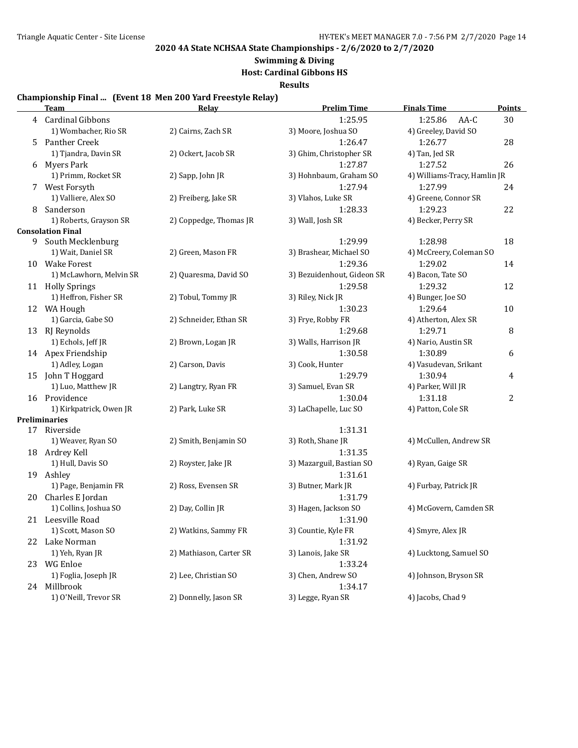# 2020 4A State NCHSAA State Championships - 2/6/2020 to 2/7/2020

## Swimming & Diving

### Host: Cardinal Gibbons HS

### Results

**Championship Final ... (Event 18 Men 200 Yard Freestyle Relay)**

| | Team | Relay | Prelim Time | Finals Time | Points |
|---|---|---|---|---|---|
| 4 | Cardinal Gibbons | | 1:25.95 | 1:25.86 AA-C | 30 |
| | 1) Wombacher, Rio SR | 2) Cairns, Zach SR | 3) Moore, Joshua SO | 4) Greeley, David SO | |
| 5 | Panther Creek | | 1:26.47 | 1:26.77 | 28 |
| | 1) Tjandra, Davin SR | 2) Ockert, Jacob SR | 3) Ghim, Christopher SR | 4) Tan, Jed SR | |
| 6 | Myers Park | | 1:27.87 | 1:27.52 | 26 |
| | 1) Primm, Rocket SR | 2) Sapp, John JR | 3) Hohnbaum, Graham SO | 4) Williams-Tracy, Hamlin JR | |
| 7 | West Forsyth | | 1:27.94 | 1:27.99 | 24 |
| | 1) Valliere, Alex SO | 2) Freiberg, Jake SR | 3) Vlahos, Luke SR | 4) Greene, Connor SR | |
| 8 | Sanderson | | 1:28.33 | 1:29.23 | 22 |
| | 1) Roberts, Grayson SR | 2) Coppedge, Thomas JR | 3) Wall, Josh SR | 4) Becker, Perry SR | |
| **Consolation Final** | | | | | |
| 9 | South Mecklenburg | | 1:29.99 | 1:28.98 | 18 |
| | 1) Wait, Daniel SR | 2) Green, Mason FR | 3) Brashear, Michael SO | 4) McCreery, Coleman SO | |
| 10 | Wake Forest | | 1:29.36 | 1:29.02 | 14 |
| | 1) McLawhorn, Melvin SR | 2) Quaresma, David SO | 3) Bezuidenhout, Gideon SR | 4) Bacon, Tate SO | |
| 11 | Holly Springs | | 1:29.58 | 1:29.32 | 12 |
| | 1) Heffron, Fisher SR | 2) Tobul, Tommy JR | 3) Riley, Nick JR | 4) Bunger, Joe SO | |
| 12 | WA Hough | | 1:30.23 | 1:29.64 | 10 |
| | 1) Garcia, Gabe SO | 2) Schneider, Ethan SR | 3) Frye, Robby FR | 4) Atherton, Alex SR | |
| 13 | RJ Reynolds | | 1:29.68 | 1:29.71 | 8 |
| | 1) Echols, Jeff JR | 2) Brown, Logan JR | 3) Walls, Harrison JR | 4) Nario, Austin SR | |
| 14 | Apex Friendship | | 1:30.58 | 1:30.89 | 6 |
| | 1) Adley, Logan | 2) Carson, Davis | 3) Cook, Hunter | 4) Vasudevan, Srikant | |
| 15 | John T Hoggard | | 1:29.79 | 1:30.94 | 4 |
| | 1) Luo, Matthew JR | 2) Langtry, Ryan FR | 3) Samuel, Evan SR | 4) Parker, Will JR | |
| 16 | Providence | | 1:30.04 | 1:31.18 | 2 |
| | 1) Kirkpatrick, Owen JR | 2) Park, Luke SR | 3) LaChapelle, Luc SO | 4) Patton, Cole SR | |
| **Preliminaries** | | | | | |
| 17 | Riverside | | 1:31.31 | | |
| | 1) Weaver, Ryan SO | 2) Smith, Benjamin SO | 3) Roth, Shane JR | 4) McCullen, Andrew SR | |
| 18 | Ardrey Kell | | 1:31.35 | | |
| | 1) Hull, Davis SO | 2) Royster, Jake JR | 3) Mazarguil, Bastian SO | 4) Ryan, Gaige SR | |
| 19 | Ashley | | 1:31.61 | | |
| | 1) Page, Benjamin FR | 2) Ross, Evensen SR | 3) Butner, Mark JR | 4) Furbay, Patrick JR | |
| 20 | Charles E Jordan | | 1:31.79 | | |
| | 1) Collins, Joshua SO | 2) Day, Collin JR | 3) Hagen, Jackson SO | 4) McGovern, Camden SR | |
| 21 | Leesville Road | | 1:31.90 | | |
| | 1) Scott, Mason SO | 2) Watkins, Sammy FR | 3) Countie, Kyle FR | 4) Smyre, Alex JR | |
| 22 | Lake Norman | | 1:31.92 | | |
| | 1) Yeh, Ryan JR | 2) Mathiason, Carter SR | 3) Lanois, Jake SR | 4) Lucktong, Samuel SO | |
| 23 | WG Enloe | | 1:33.24 | | |
| | 1) Foglia, Joseph JR | 2) Lee, Christian SO | 3) Chen, Andrew SO | 4) Johnson, Bryson SR | |
| 24 | Millbrook | | 1:34.17 | | |
| | 1) O'Neill, Trevor SR | 2) Donnelly, Jason SR | 3) Legge, Ryan SR | 4) Jacobs, Chad 9 | |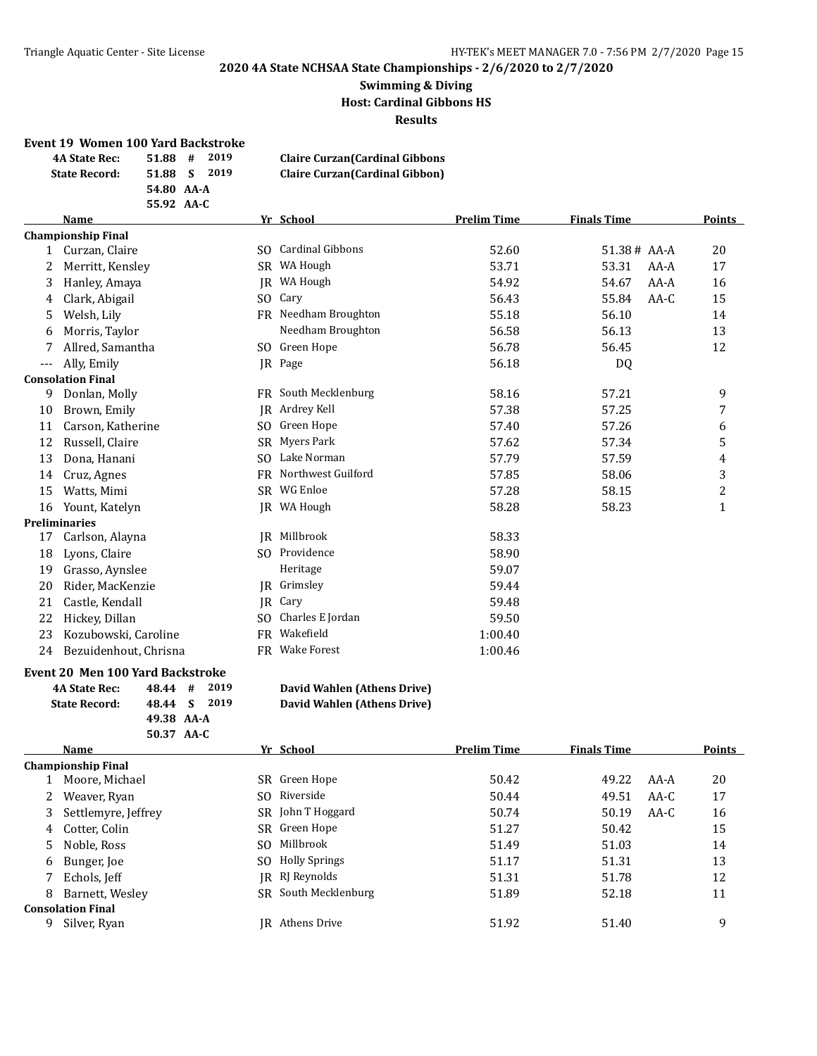**2020 4A State NCHSAA State Championships - 2/6/2020 to 2/7/2020**

**Swimming & Diving**

**Host: Cardinal Gibbons HS**

**Results**

### Event 19 Women 100 Yard Backstroke

| | | | | |
|---|---|---|---|---|
| 4A State Rec: | 51.88 | # | 2019 | Claire Curzan(Cardinal Gibbons |
| State Record: | 51.88 | S | 2019 | Claire Curzan(Cardinal Gibbon) |
| | 54.80 | AA-A | | |
| | 55.92 | AA-C | | |

| | Name | Yr | School | Prelim Time | Finals Time | | Points |
|---|---|---|---|---|---|---|---|
| **Championship Final** | | | | | | | |
| 1 | Curzan, Claire | SO | Cardinal Gibbons | 52.60 | 51.38 # | AA-A | 20 |
| 2 | Merritt, Kensley | SR | WA Hough | 53.71 | 53.31 | AA-A | 17 |
| 3 | Hanley, Amaya | JR | WA Hough | 54.92 | 54.67 | AA-A | 16 |
| 4 | Clark, Abigail | SO | Cary | 56.43 | 55.84 | AA-C | 15 |
| 5 | Welsh, Lily | FR | Needham Broughton | 55.18 | 56.10 | | 14 |
| 6 | Morris, Taylor | | Needham Broughton | 56.58 | 56.13 | | 13 |
| 7 | Allred, Samantha | SO | Green Hope | 56.78 | 56.45 | | 12 |
| --- | Ally, Emily | JR | Page | 56.18 | DQ | | |
| **Consolation Final** | | | | | | | |
| 9 | Donlan, Molly | FR | South Mecklenburg | 58.16 | 57.21 | | 9 |
| 10 | Brown, Emily | JR | Ardrey Kell | 57.38 | 57.25 | | 7 |
| 11 | Carson, Katherine | SO | Green Hope | 57.40 | 57.26 | | 6 |
| 12 | Russell, Claire | SR | Myers Park | 57.62 | 57.34 | | 5 |
| 13 | Dona, Hanani | SO | Lake Norman | 57.79 | 57.59 | | 4 |
| 14 | Cruz, Agnes | FR | Northwest Guilford | 57.85 | 58.06 | | 3 |
| 15 | Watts, Mimi | SR | WG Enloe | 57.28 | 58.15 | | 2 |
| 16 | Yount, Katelyn | JR | WA Hough | 58.28 | 58.23 | | 1 |
| **Preliminaries** | | | | | | | |
| 17 | Carlson, Alayna | JR | Millbrook | 58.33 | | | |
| 18 | Lyons, Claire | SO | Providence | 58.90 | | | |
| 19 | Grasso, Aynslee | | Heritage | 59.07 | | | |
| 20 | Rider, MacKenzie | JR | Grimsley | 59.44 | | | |
| 21 | Castle, Kendall | JR | Cary | 59.48 | | | |
| 22 | Hickey, Dillan | SO | Charles E Jordan | 59.50 | | | |
| 23 | Kozubowski, Caroline | FR | Wakefield | 1:00.40 | | | |
| 24 | Bezuidenhout, Chrisna | FR | Wake Forest | 1:00.46 | | | |

### Event 20 Men 100 Yard Backstroke

| | | | | |
|---|---|---|---|---|
| 4A State Rec: | 48.44 | # | 2019 | David Wahlen (Athens Drive) |
| State Record: | 48.44 | S | 2019 | David Wahlen (Athens Drive) |
| | 49.38 | AA-A | | |
| | 50.37 | AA-C | | |

| | Name | Yr | School | Prelim Time | Finals Time | | Points |
|---|---|---|---|---|---|---|---|
| **Championship Final** | | | | | | | |
| 1 | Moore, Michael | SR | Green Hope | 50.42 | 49.22 | AA-A | 20 |
| 2 | Weaver, Ryan | SO | Riverside | 50.44 | 49.51 | AA-C | 17 |
| 3 | Settlemyre, Jeffrey | SR | John T Hoggard | 50.74 | 50.19 | AA-C | 16 |
| 4 | Cotter, Colin | SR | Green Hope | 51.27 | 50.42 | | 15 |
| 5 | Noble, Ross | SO | Millbrook | 51.49 | 51.03 | | 14 |
| 6 | Bunger, Joe | SO | Holly Springs | 51.17 | 51.31 | | 13 |
| 7 | Echols, Jeff | JR | RJ Reynolds | 51.31 | 51.78 | | 12 |
| 8 | Barnett, Wesley | SR | South Mecklenburg | 51.89 | 52.18 | | 11 |
| **Consolation Final** | | | | | | | |
| 9 | Silver, Ryan | JR | Athens Drive | 51.92 | 51.40 | | 9 |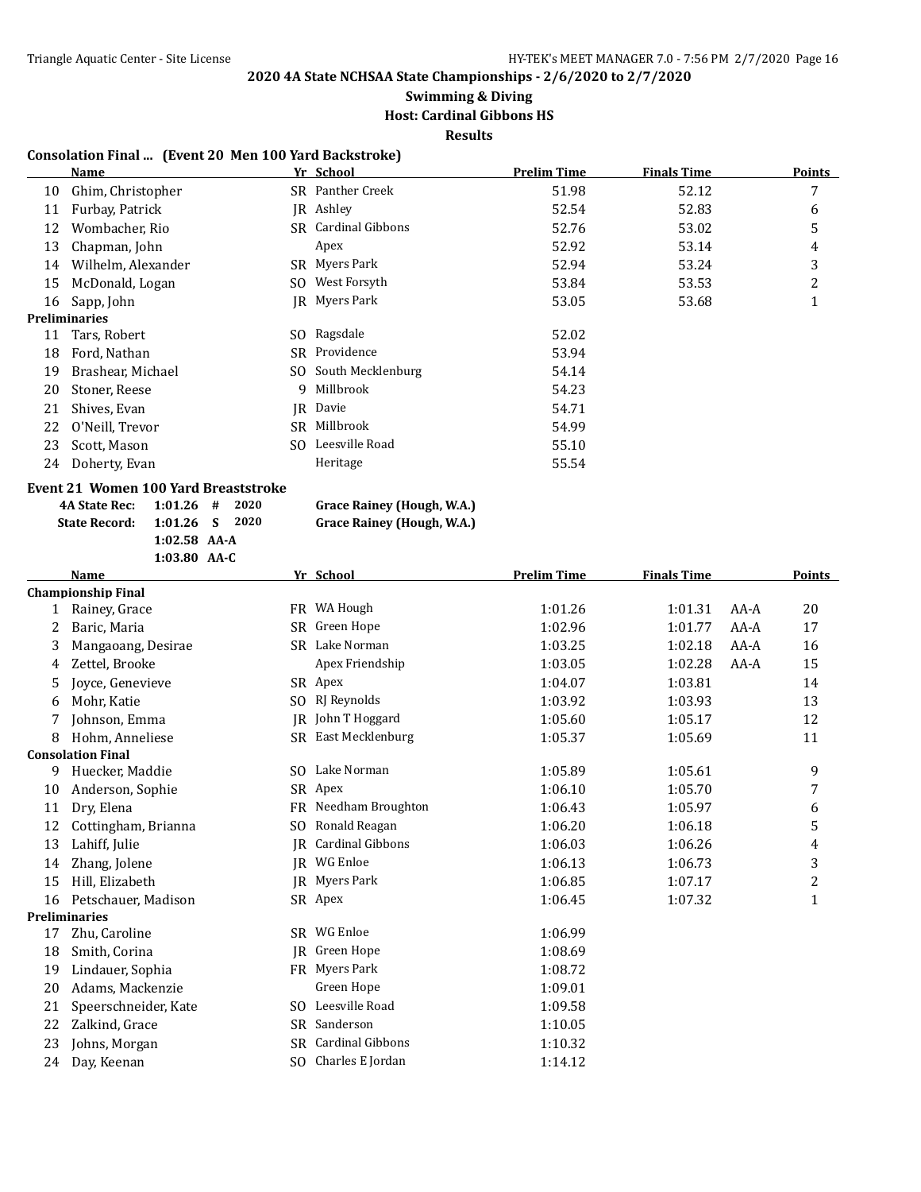# 2020 4A State NCHSAA State Championships - 2/6/2020 to 2/7/2020

## Swimming & Diving

### Host: Cardinal Gibbons HS

### Results

**Consolation Final ... (Event 20 Men 100 Yard Backstroke)**

| | Name | Yr | School | Prelim Time | Finals Time | | Points |
|---|---|---|---|---|---|---|---|
| 10 | Ghim, Christopher | SR | Panther Creek | 51.98 | 52.12 | | 7 |
| 11 | Furbay, Patrick | JR | Ashley | 52.54 | 52.83 | | 6 |
| 12 | Wombacher, Rio | SR | Cardinal Gibbons | 52.76 | 53.02 | | 5 |
| 13 | Chapman, John | | Apex | 52.92 | 53.14 | | 4 |
| 14 | Wilhelm, Alexander | SR | Myers Park | 52.94 | 53.24 | | 3 |
| 15 | McDonald, Logan | SO | West Forsyth | 53.84 | 53.53 | | 2 |
| 16 | Sapp, John | JR | Myers Park | 53.05 | 53.68 | | 1 |
| **Preliminaries** | | | | | | | |
| 11 | Tars, Robert | SO | Ragsdale | 52.02 | | | |
| 18 | Ford, Nathan | SR | Providence | 53.94 | | | |
| 19 | Brashear, Michael | SO | South Mecklenburg | 54.14 | | | |
| 20 | Stoner, Reese | 9 | Millbrook | 54.23 | | | |
| 21 | Shives, Evan | JR | Davie | 54.71 | | | |
| 22 | O'Neill, Trevor | SR | Millbrook | 54.99 | | | |
| 23 | Scott, Mason | SO | Leesville Road | 55.10 | | | |
| 24 | Doherty, Evan | | Heritage | 55.54 | | | |

**Event 21 Women 100 Yard Breaststroke**

| | | | | |
|---|---|---|---|---|
| 4A State Rec: | 1:01.26 | # | 2020 | Grace Rainey (Hough, W.A.) |
| State Record: | 1:01.26 | S | 2020 | Grace Rainey (Hough, W.A.) |
| | 1:02.58 | AA-A | | |
| | 1:03.80 | AA-C | | |

| | Name | Yr | School | Prelim Time | Finals Time | | Points |
|---|---|---|---|---|---|---|---|
| **Championship Final** | | | | | | | |
| 1 | Rainey, Grace | FR | WA Hough | 1:01.26 | 1:01.31 | AA-A | 20 |
| 2 | Baric, Maria | SR | Green Hope | 1:02.96 | 1:01.77 | AA-A | 17 |
| 3 | Mangaoang, Desirae | SR | Lake Norman | 1:03.25 | 1:02.18 | AA-A | 16 |
| 4 | Zettel, Brooke | | Apex Friendship | 1:03.05 | 1:02.28 | AA-A | 15 |
| 5 | Joyce, Genevieve | SR | Apex | 1:04.07 | 1:03.81 | | 14 |
| 6 | Mohr, Katie | SO | RJ Reynolds | 1:03.92 | 1:03.93 | | 13 |
| 7 | Johnson, Emma | JR | John T Hoggard | 1:05.60 | 1:05.17 | | 12 |
| 8 | Hohm, Anneliese | SR | East Mecklenburg | 1:05.37 | 1:05.69 | | 11 |
| **Consolation Final** | | | | | | | |
| 9 | Huecker, Maddie | SO | Lake Norman | 1:05.89 | 1:05.61 | | 9 |
| 10 | Anderson, Sophie | SR | Apex | 1:06.10 | 1:05.70 | | 7 |
| 11 | Dry, Elena | FR | Needham Broughton | 1:06.43 | 1:05.97 | | 6 |
| 12 | Cottingham, Brianna | SO | Ronald Reagan | 1:06.20 | 1:06.18 | | 5 |
| 13 | Lahiff, Julie | JR | Cardinal Gibbons | 1:06.03 | 1:06.26 | | 4 |
| 14 | Zhang, Jolene | JR | WG Enloe | 1:06.13 | 1:06.73 | | 3 |
| 15 | Hill, Elizabeth | JR | Myers Park | 1:06.85 | 1:07.17 | | 2 |
| 16 | Petschauer, Madison | SR | Apex | 1:06.45 | 1:07.32 | | 1 |
| **Preliminaries** | | | | | | | |
| 17 | Zhu, Caroline | SR | WG Enloe | 1:06.99 | | | |
| 18 | Smith, Corina | JR | Green Hope | 1:08.69 | | | |
| 19 | Lindauer, Sophia | FR | Myers Park | 1:08.72 | | | |
| 20 | Adams, Mackenzie | | Green Hope | 1:09.01 | | | |
| 21 | Speerschneider, Kate | SO | Leesville Road | 1:09.58 | | | |
| 22 | Zalkind, Grace | SR | Sanderson | 1:10.05 | | | |
| 23 | Johns, Morgan | SR | Cardinal Gibbons | 1:10.32 | | | |
| 24 | Day, Keenan | SO | Charles E Jordan | 1:14.12 | | | |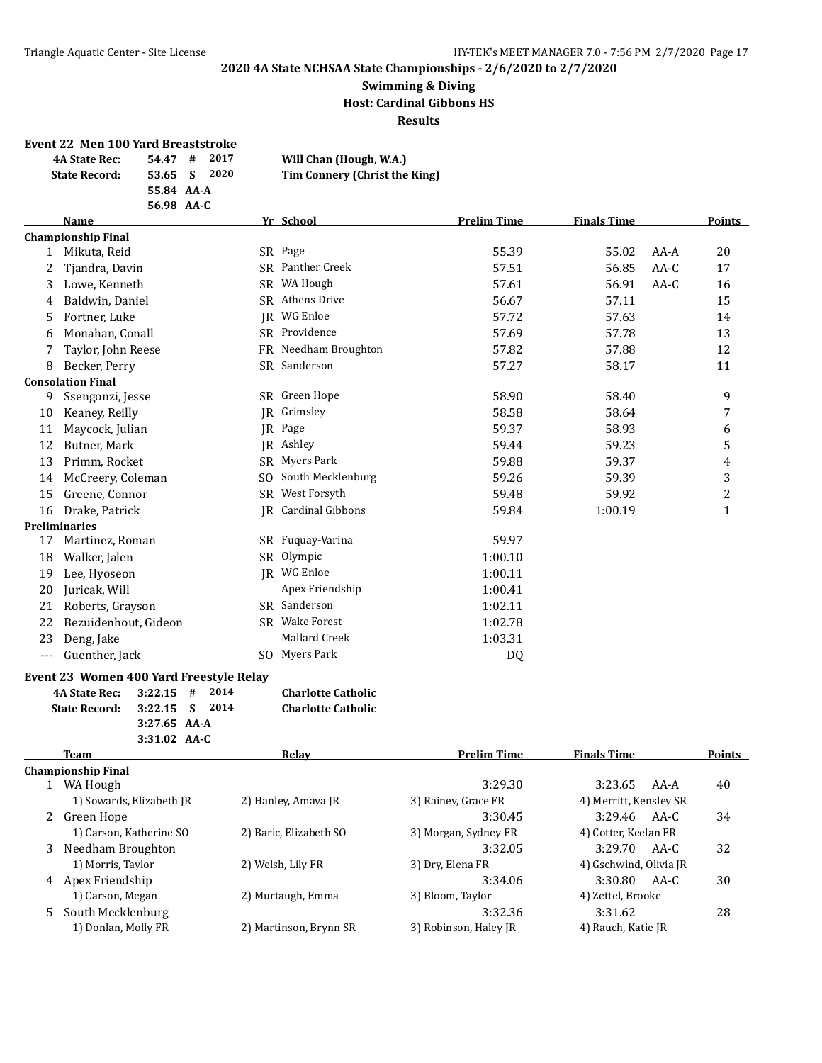**2020 4A State NCHSAA State Championships - 2/6/2020 to 2/7/2020**

**Swimming & Diving**

**Host: Cardinal Gibbons HS**

**Results**

### Event 22 Men 100 Yard Breaststroke

| | | | | |
|---|---|---|---|---|
| 4A State Rec: | 54.47 | # | 2017 | Will Chan (Hough, W.A.) |
| State Record: | 53.65 | S | 2020 | Tim Connery (Christ the King) |
| | 55.84 | AA-A | | |
| | 56.98 | AA-C | | |

| | Name | Yr | School | Prelim Time | Finals Time | | Points |
|---|---|---|---|---|---|---|---|
| **Championship Final** | | | | | | | |
| 1 | Mikuta, Reid | SR | Page | 55.39 | 55.02 | AA-A | 20 |
| 2 | Tjandra, Davin | SR | Panther Creek | 57.51 | 56.85 | AA-C | 17 |
| 3 | Lowe, Kenneth | SR | WA Hough | 57.61 | 56.91 | AA-C | 16 |
| 4 | Baldwin, Daniel | SR | Athens Drive | 56.67 | 57.11 | | 15 |
| 5 | Fortner, Luke | JR | WG Enloe | 57.72 | 57.63 | | 14 |
| 6 | Monahan, Conall | SR | Providence | 57.69 | 57.78 | | 13 |
| 7 | Taylor, John Reese | FR | Needham Broughton | 57.82 | 57.88 | | 12 |
| 8 | Becker, Perry | SR | Sanderson | 57.27 | 58.17 | | 11 |
| **Consolation Final** | | | | | | | |
| 9 | Ssengonzi, Jesse | SR | Green Hope | 58.90 | 58.40 | | 9 |
| 10 | Keaney, Reilly | JR | Grimsley | 58.58 | 58.64 | | 7 |
| 11 | Maycock, Julian | JR | Page | 59.37 | 58.93 | | 6 |
| 12 | Butner, Mark | JR | Ashley | 59.44 | 59.23 | | 5 |
| 13 | Primm, Rocket | SR | Myers Park | 59.88 | 59.37 | | 4 |
| 14 | McCreery, Coleman | SO | South Mecklenburg | 59.26 | 59.39 | | 3 |
| 15 | Greene, Connor | SR | West Forsyth | 59.48 | 59.92 | | 2 |
| 16 | Drake, Patrick | JR | Cardinal Gibbons | 59.84 | 1:00.19 | | 1 |
| **Preliminaries** | | | | | | | |
| 17 | Martinez, Roman | SR | Fuquay-Varina | 59.97 | | | |
| 18 | Walker, Jalen | SR | Olympic | 1:00.10 | | | |
| 19 | Lee, Hyoseon | JR | WG Enloe | 1:00.11 | | | |
| 20 | Juricak, Will | | Apex Friendship | 1:00.41 | | | |
| 21 | Roberts, Grayson | SR | Sanderson | 1:02.11 | | | |
| 22 | Bezuidenhout, Gideon | SR | Wake Forest | 1:02.78 | | | |
| 23 | Deng, Jake | | Mallard Creek | 1:03.31 | | | |
| --- | Guenther, Jack | SO | Myers Park | DQ | | | |

### Event 23 Women 400 Yard Freestyle Relay

| | | | | |
|---|---|---|---|---|
| 4A State Rec: | 3:22.15 | # | 2014 | Charlotte Catholic |
| State Record: | 3:22.15 | S | 2014 | Charlotte Catholic |
| | 3:27.65 | AA-A | | |
| | 3:31.02 | AA-C | | |

| | Team | Relay | Prelim Time | Finals Time | | Points |
|---|---|---|---|---|---|---|
| **Championship Final** | | | | | | |
| 1 | WA Hough | | 3:29.30 | 3:23.65 | AA-A | 40 |
| | 1) Sowards, Elizabeth JR | 2) Hanley, Amaya JR | 3) Rainey, Grace FR | 4) Merritt, Kensley SR | | |
| 2 | Green Hope | | 3:30.45 | 3:29.46 | AA-C | 34 |
| | 1) Carson, Katherine SO | 2) Baric, Elizabeth SO | 3) Morgan, Sydney FR | 4) Cotter, Keelan FR | | |
| 3 | Needham Broughton | | 3:32.05 | 3:29.70 | AA-C | 32 |
| | 1) Morris, Taylor | 2) Welsh, Lily FR | 3) Dry, Elena FR | 4) Gschwind, Olivia JR | | |
| 4 | Apex Friendship | | 3:34.06 | 3:30.80 | AA-C | 30 |
| | 1) Carson, Megan | 2) Murtaugh, Emma | 3) Bloom, Taylor | 4) Zettel, Brooke | | |
| 5 | South Mecklenburg | | 3:32.36 | 3:31.62 | | 28 |
| | 1) Donlan, Molly FR | 2) Martinson, Brynn SR | 3) Robinson, Haley JR | 4) Rauch, Katie JR | | |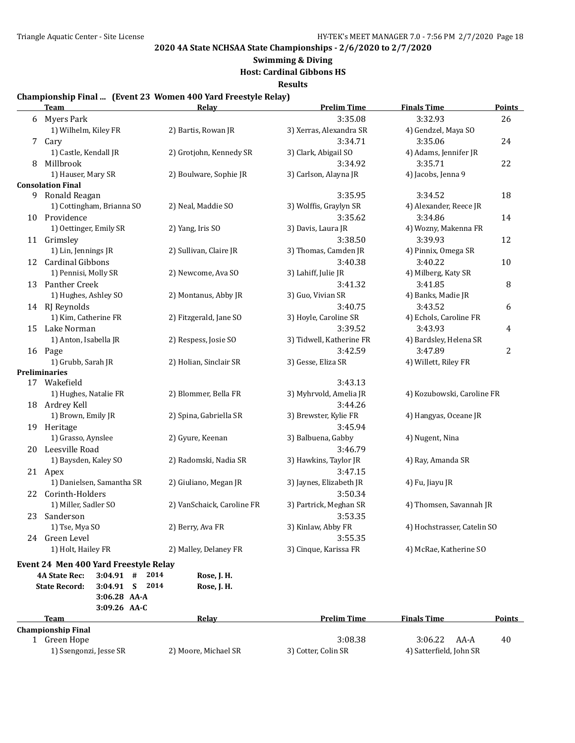**2020 4A State NCHSAA State Championships - 2/6/2020 to 2/7/2020**

**Swimming & Diving**

**Host: Cardinal Gibbons HS**

**Results**

## Championship Final ... (Event 23 Women 400 Yard Freestyle Relay)

| | Team | Relay | Prelim Time | Finals Time | Points |
|---|---|---|---|---|---|
| 6 | Myers Park | | 3:35.08 | 3:32.93 | 26 |
| | 1) Wilhelm, Kiley FR | 2) Bartis, Rowan JR | 3) Xerras, Alexandra SR | 4) Gendzel, Maya SO | |
| 7 | Cary | | 3:34.71 | 3:35.06 | 24 |
| | 1) Castle, Kendall JR | 2) Grotjohn, Kennedy SR | 3) Clark, Abigail SO | 4) Adams, Jennifer JR | |
| 8 | Millbrook | | 3:34.92 | 3:35.71 | 22 |
| | 1) Hauser, Mary SR | 2) Boulware, Sophie JR | 3) Carlson, Alayna JR | 4) Jacobs, Jenna 9 | |
| **Consolation Final** | | | | | |
| 9 | Ronald Reagan | | 3:35.95 | 3:34.52 | 18 |
| | 1) Cottingham, Brianna SO | 2) Neal, Maddie SO | 3) Wolffis, Graylyn SR | 4) Alexander, Reece JR | |
| 10 | Providence | | 3:35.62 | 3:34.86 | 14 |
| | 1) Oettinger, Emily SR | 2) Yang, Iris SO | 3) Davis, Laura JR | 4) Wozny, Makenna FR | |
| 11 | Grimsley | | 3:38.50 | 3:39.93 | 12 |
| | 1) Lin, Jennings JR | 2) Sullivan, Claire JR | 3) Thomas, Camden JR | 4) Pinnix, Omega SR | |
| 12 | Cardinal Gibbons | | 3:40.38 | 3:40.22 | 10 |
| | 1) Pennisi, Molly SR | 2) Newcome, Ava SO | 3) Lahiff, Julie JR | 4) Milberg, Katy SR | |
| 13 | Panther Creek | | 3:41.32 | 3:41.85 | 8 |
| | 1) Hughes, Ashley SO | 2) Montanus, Abby JR | 3) Guo, Vivian SR | 4) Banks, Madie JR | |
| 14 | RJ Reynolds | | 3:40.75 | 3:43.52 | 6 |
| | 1) Kim, Catherine FR | 2) Fitzgerald, Jane SO | 3) Hoyle, Caroline SR | 4) Echols, Caroline FR | |
| 15 | Lake Norman | | 3:39.52 | 3:43.93 | 4 |
| | 1) Anton, Isabella JR | 2) Respess, Josie SO | 3) Tidwell, Katherine FR | 4) Bardsley, Helena SR | |
| 16 | Page | | 3:42.59 | 3:47.89 | 2 |
| | 1) Grubb, Sarah JR | 2) Holian, Sinclair SR | 3) Gesse, Eliza SR | 4) Willett, Riley FR | |
| **Preliminaries** | | | | | |
| 17 | Wakefield | | 3:43.13 | | |
| | 1) Hughes, Natalie FR | 2) Blommer, Bella FR | 3) Myhrvold, Amelia JR | 4) Kozubowski, Caroline FR | |
| 18 | Ardrey Kell | | 3:44.26 | | |
| | 1) Brown, Emily JR | 2) Spina, Gabriella SR | 3) Brewster, Kylie FR | 4) Hangyas, Oceane JR | |
| 19 | Heritage | | 3:45.94 | | |
| | 1) Grasso, Aynslee | 2) Gyure, Keenan | 3) Balbuena, Gabby | 4) Nugent, Nina | |
| 20 | Leesville Road | | 3:46.79 | | |
| | 1) Baysden, Kaley SO | 2) Radomski, Nadia SR | 3) Hawkins, Taylor JR | 4) Ray, Amanda SR | |
| 21 | Apex | | 3:47.15 | | |
| | 1) Danielsen, Samantha SR | 2) Giuliano, Megan JR | 3) Jaynes, Elizabeth JR | 4) Fu, Jiayu JR | |
| 22 | Corinth-Holders | | 3:50.34 | | |
| | 1) Miller, Sadler SO | 2) VanSchaick, Caroline FR | 3) Partrick, Meghan SR | 4) Thomsen, Savannah JR | |
| 23 | Sanderson | | 3:53.35 | | |
| | 1) Tse, Mya SO | 2) Berry, Ava FR | 3) Kinlaw, Abby FR | 4) Hochstrasser, Catelin SO | |
| 24 | Green Level | | 3:55.35 | | |
| | 1) Holt, Hailey FR | 2) Malley, Delaney FR | 3) Cinque, Karissa FR | 4) McRae, Katherine SO | |

## Event 24 Men 400 Yard Freestyle Relay

**4A State Rec:** 3:04.91 # 2014 Rose, J. H.
**State Record:** 3:04.91 S 2014 Rose, J. H.
3:06.28 AA-A
3:09.26 AA-C

| | Team | Relay | Prelim Time | Finals Time | Points |
|---|---|---|---|---|---|
| **Championship Final** | | | | | |
| 1 | Green Hope | | 3:08.38 | 3:06.22 AA-A | 40 |
| | 1) Ssengonzi, Jesse SR | 2) Moore, Michael SR | 3) Cotter, Colin SR | 4) Satterfield, John SR | |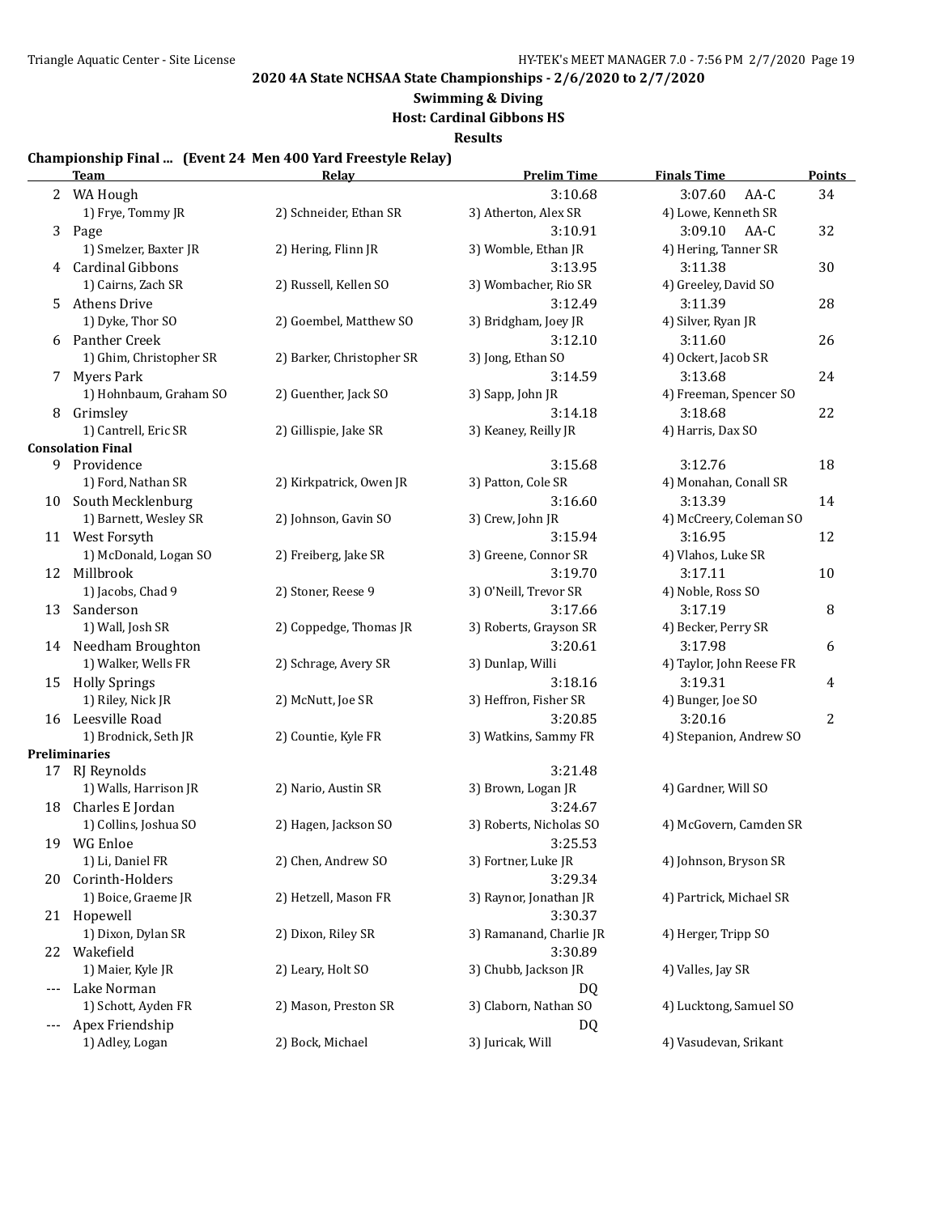**2020 4A State NCHSAA State Championships - 2/6/2020 to 2/7/2020**

**Swimming & Diving**

**Host: Cardinal Gibbons HS**

**Results**

### Championship Final ... (Event 24 Men 400 Yard Freestyle Relay)

| | Team | Relay | Prelim Time | Finals Time | Points |
|---|---|---|---|---|---|
| 2 | WA Hough | | 3:10.68 | 3:07.60 AA-C | 34 |
| | 1) Frye, Tommy JR | 2) Schneider, Ethan SR | 3) Atherton, Alex SR | 4) Lowe, Kenneth SR | |
| 3 | Page | | 3:10.91 | 3:09.10 AA-C | 32 |
| | 1) Smelzer, Baxter JR | 2) Hering, Flinn JR | 3) Womble, Ethan JR | 4) Hering, Tanner SR | |
| 4 | Cardinal Gibbons | | 3:13.95 | 3:11.38 | 30 |
| | 1) Cairns, Zach SR | 2) Russell, Kellen SO | 3) Wombacher, Rio SR | 4) Greeley, David SO | |
| 5 | Athens Drive | | 3:12.49 | 3:11.39 | 28 |
| | 1) Dyke, Thor SO | 2) Goembel, Matthew SO | 3) Bridgham, Joey JR | 4) Silver, Ryan JR | |
| 6 | Panther Creek | | 3:12.10 | 3:11.60 | 26 |
| | 1) Ghim, Christopher SR | 2) Barker, Christopher SR | 3) Jong, Ethan SO | 4) Ockert, Jacob SR | |
| 7 | Myers Park | | 3:14.59 | 3:13.68 | 24 |
| | 1) Hohnbaum, Graham SO | 2) Guenther, Jack SO | 3) Sapp, John JR | 4) Freeman, Spencer SO | |
| 8 | Grimsley | | 3:14.18 | 3:18.68 | 22 |
| | 1) Cantrell, Eric SR | 2) Gillispie, Jake SR | 3) Keaney, Reilly JR | 4) Harris, Dax SO | |
| **Consolation Final** | | | | | |
| 9 | Providence | | 3:15.68 | 3:12.76 | 18 |
| | 1) Ford, Nathan SR | 2) Kirkpatrick, Owen JR | 3) Patton, Cole SR | 4) Monahan, Conall SR | |
| 10 | South Mecklenburg | | 3:16.60 | 3:13.39 | 14 |
| | 1) Barnett, Wesley SR | 2) Johnson, Gavin SO | 3) Crew, John JR | 4) McCreery, Coleman SO | |
| 11 | West Forsyth | | 3:15.94 | 3:16.95 | 12 |
| | 1) McDonald, Logan SO | 2) Freiberg, Jake SR | 3) Greene, Connor SR | 4) Vlahos, Luke SR | |
| 12 | Millbrook | | 3:19.70 | 3:17.11 | 10 |
| | 1) Jacobs, Chad 9 | 2) Stoner, Reese 9 | 3) O'Neill, Trevor SR | 4) Noble, Ross SO | |
| 13 | Sanderson | | 3:17.66 | 3:17.19 | 8 |
| | 1) Wall, Josh SR | 2) Coppedge, Thomas JR | 3) Roberts, Grayson SR | 4) Becker, Perry SR | |
| 14 | Needham Broughton | | 3:20.61 | 3:17.98 | 6 |
| | 1) Walker, Wells FR | 2) Schrage, Avery SR | 3) Dunlap, Willi | 4) Taylor, John Reese FR | |
| 15 | Holly Springs | | 3:18.16 | 3:19.31 | 4 |
| | 1) Riley, Nick JR | 2) McNutt, Joe SR | 3) Heffron, Fisher SR | 4) Bunger, Joe SO | |
| 16 | Leesville Road | | 3:20.85 | 3:20.16 | 2 |
| | 1) Brodnick, Seth JR | 2) Countie, Kyle FR | 3) Watkins, Sammy FR | 4) Stepanion, Andrew SO | |
| **Preliminaries** | | | | | |
| 17 | RJ Reynolds | | 3:21.48 | | |
| | 1) Walls, Harrison JR | 2) Nario, Austin SR | 3) Brown, Logan JR | 4) Gardner, Will SO | |
| 18 | Charles E Jordan | | 3:24.67 | | |
| | 1) Collins, Joshua SO | 2) Hagen, Jackson SO | 3) Roberts, Nicholas SO | 4) McGovern, Camden SR | |
| 19 | WG Enloe | | 3:25.53 | | |
| | 1) Li, Daniel FR | 2) Chen, Andrew SO | 3) Fortner, Luke JR | 4) Johnson, Bryson SR | |
| 20 | Corinth-Holders | | 3:29.34 | | |
| | 1) Boice, Graeme JR | 2) Hetzell, Mason FR | 3) Raynor, Jonathan JR | 4) Partrick, Michael SR | |
| 21 | Hopewell | | 3:30.37 | | |
| | 1) Dixon, Dylan SR | 2) Dixon, Riley SR | 3) Ramanand, Charlie JR | 4) Herger, Tripp SO | |
| 22 | Wakefield | | 3:30.89 | | |
| | 1) Maier, Kyle JR | 2) Leary, Holt SO | 3) Chubb, Jackson JR | 4) Valles, Jay SR | |
| --- | Lake Norman | | DQ | | |
| | 1) Schott, Ayden FR | 2) Mason, Preston SR | 3) Claborn, Nathan SO | 4) Lucktong, Samuel SO | |
| --- | Apex Friendship | | DQ | | |
| | 1) Adley, Logan | 2) Bock, Michael | 3) Juricak, Will | 4) Vasudevan, Srikant | |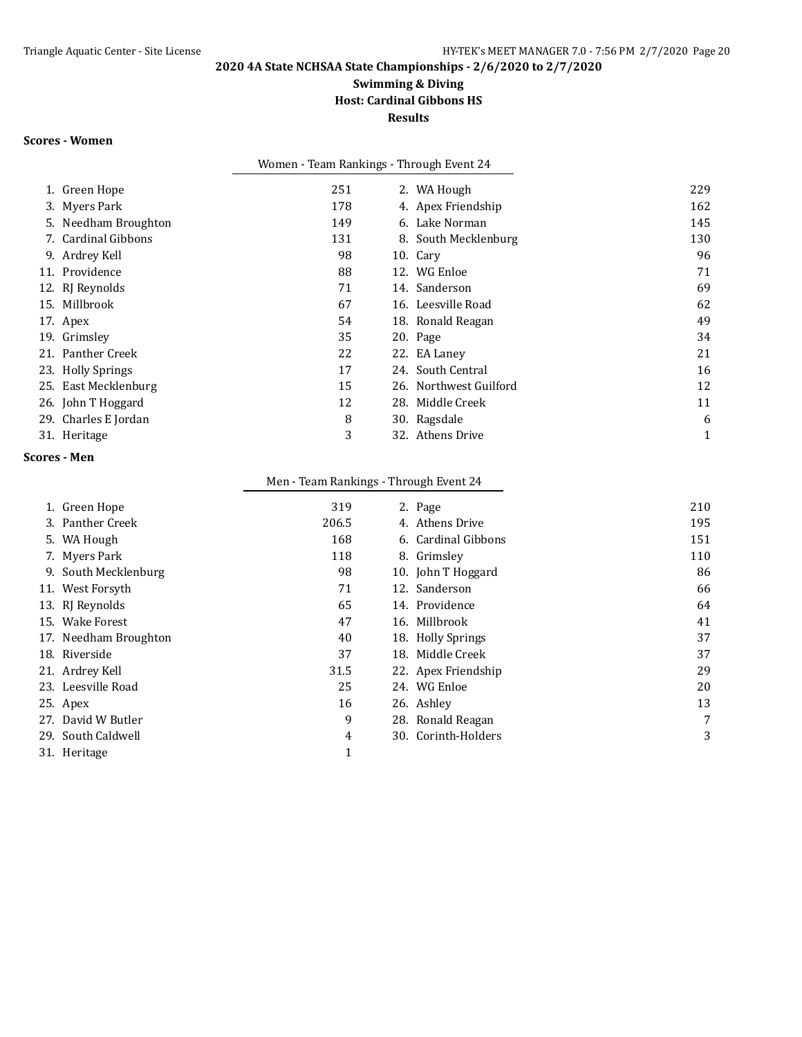**2020 4A State NCHSAA State Championships - 2/6/2020 to 2/7/2020**

**Swimming & Diving**

**Host: Cardinal Gibbons HS**

**Results**

### Scores - Women

Women - Team Rankings - Through Event 24

| | | | | | |
|---|---|---|---|---|---|
| 1. | Green Hope | 251 | 2. | WA Hough | 229 |
| 3. | Myers Park | 178 | 4. | Apex Friendship | 162 |
| 5. | Needham Broughton | 149 | 6. | Lake Norman | 145 |
| 7. | Cardinal Gibbons | 131 | 8. | South Mecklenburg | 130 |
| 9. | Ardrey Kell | 98 | 10. | Cary | 96 |
| 11. | Providence | 88 | 12. | WG Enloe | 71 |
| 12. | RJ Reynolds | 71 | 14. | Sanderson | 69 |
| 15. | Millbrook | 67 | 16. | Leesville Road | 62 |
| 17. | Apex | 54 | 18. | Ronald Reagan | 49 |
| 19. | Grimsley | 35 | 20. | Page | 34 |
| 21. | Panther Creek | 22 | 22. | EA Laney | 21 |
| 23. | Holly Springs | 17 | 24. | South Central | 16 |
| 25. | East Mecklenburg | 15 | 26. | Northwest Guilford | 12 |
| 26. | John T Hoggard | 12 | 28. | Middle Creek | 11 |
| 29. | Charles E Jordan | 8 | 30. | Ragsdale | 6 |
| 31. | Heritage | 3 | 32. | Athens Drive | 1 |

### Scores - Men

Men - Team Rankings - Through Event 24

| | | | | | |
|---|---|---|---|---|---|
| 1. | Green Hope | 319 | 2. | Page | 210 |
| 3. | Panther Creek | 206.5 | 4. | Athens Drive | 195 |
| 5. | WA Hough | 168 | 6. | Cardinal Gibbons | 151 |
| 7. | Myers Park | 118 | 8. | Grimsley | 110 |
| 9. | South Mecklenburg | 98 | 10. | John T Hoggard | 86 |
| 11. | West Forsyth | 71 | 12. | Sanderson | 66 |
| 13. | RJ Reynolds | 65 | 14. | Providence | 64 |
| 15. | Wake Forest | 47 | 16. | Millbrook | 41 |
| 17. | Needham Broughton | 40 | 18. | Holly Springs | 37 |
| 18. | Riverside | 37 | 18. | Middle Creek | 37 |
| 21. | Ardrey Kell | 31.5 | 22. | Apex Friendship | 29 |
| 23. | Leesville Road | 25 | 24. | WG Enloe | 20 |
| 25. | Apex | 16 | 26. | Ashley | 13 |
| 27. | David W Butler | 9 | 28. | Ronald Reagan | 7 |
| 29. | South Caldwell | 4 | 30. | Corinth-Holders | 3 |
| 31. | Heritage | 1 | | | |